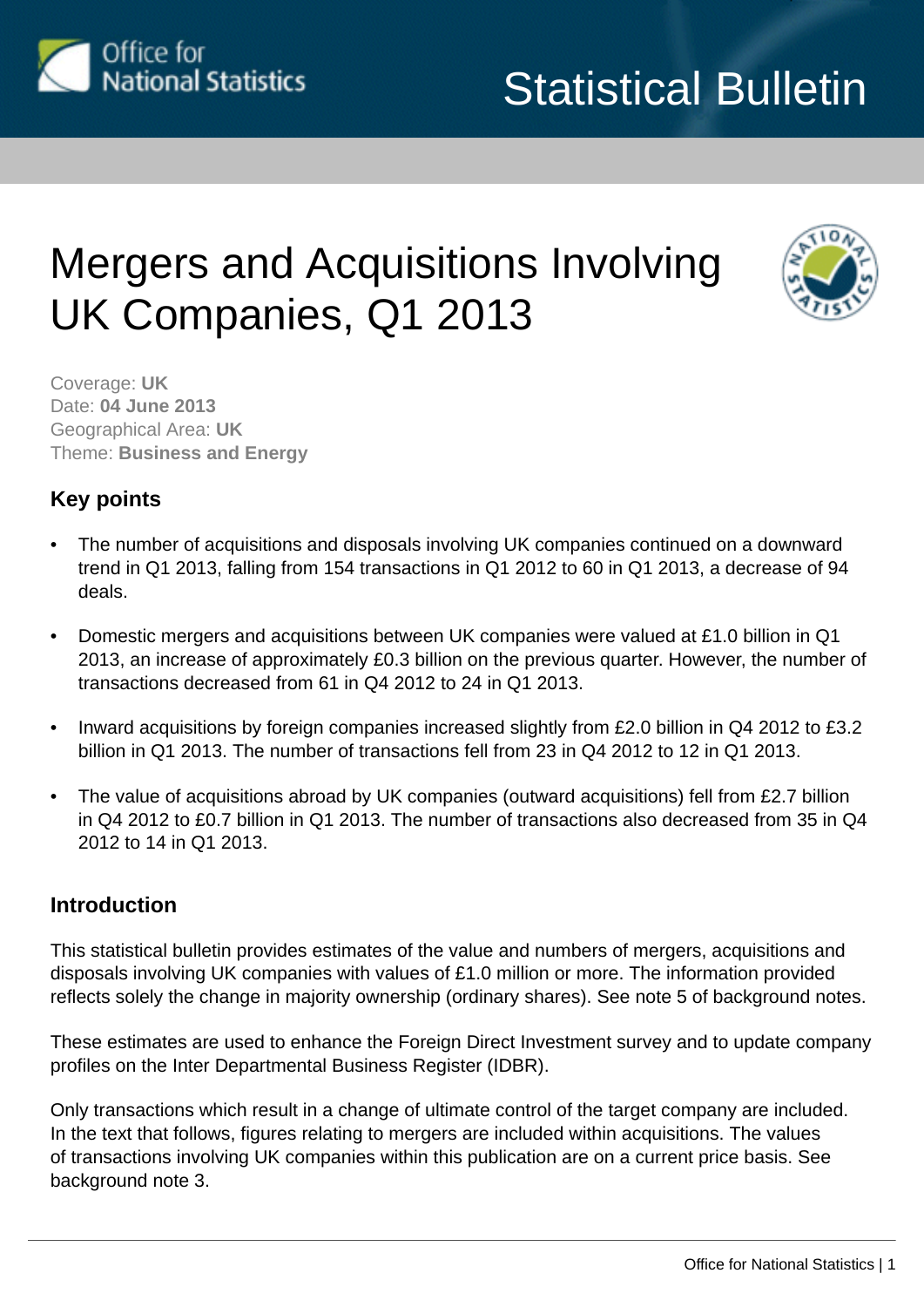Statistical Bulletin

# Mergers and Acquisitions Involving UK Companies, Q1 2013

Coverage: **UK**
Date: **04 June 2013**
Geographical Area: **UK**
Theme: **Business and Energy**

## Key points

- The number of acquisitions and disposals involving UK companies continued on a downward trend in Q1 2013, falling from 154 transactions in Q1 2012 to 60 in Q1 2013, a decrease of 94 deals.
- Domestic mergers and acquisitions between UK companies were valued at £1.0 billion in Q1 2013, an increase of approximately £0.3 billion on the previous quarter. However, the number of transactions decreased from 61 in Q4 2012 to 24 in Q1 2013.
- Inward acquisitions by foreign companies increased slightly from £2.0 billion in Q4 2012 to £3.2 billion in Q1 2013. The number of transactions fell from 23 in Q4 2012 to 12 in Q1 2013.
- The value of acquisitions abroad by UK companies (outward acquisitions) fell from £2.7 billion in Q4 2012 to £0.7 billion in Q1 2013. The number of transactions also decreased from 35 in Q4 2012 to 14 in Q1 2013.

## Introduction

This statistical bulletin provides estimates of the value and numbers of mergers, acquisitions and disposals involving UK companies with values of £1.0 million or more. The information provided reflects solely the change in majority ownership (ordinary shares). See note 5 of background notes.

These estimates are used to enhance the Foreign Direct Investment survey and to update company profiles on the Inter Departmental Business Register (IDBR).

Only transactions which result in a change of ultimate control of the target company are included. In the text that follows, figures relating to mergers are included within acquisitions. The values of transactions involving UK companies within this publication are on a current price basis. See background note 3.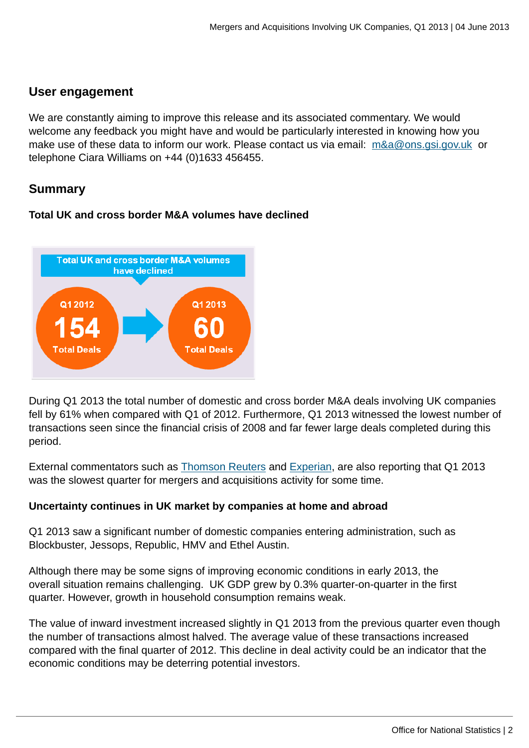## User engagement

We are constantly aiming to improve this release and its associated commentary. We would welcome any feedback you might have and would be particularly interested in knowing how you make use of these data to inform our work. Please contact us via email: m&a@ons.gsi.gov.uk or telephone Ciara Williams on +44 (0)1633 456455.

## Summary

**Total UK and cross border M&A volumes have declined**

Total UK and cross border M&A volumes have declined

Q1 2012 154 Total Deals → Q1 2013 60 Total Deals

During Q1 2013 the total number of domestic and cross border M&A deals involving UK companies fell by 61% when compared with Q1 of 2012. Furthermore, Q1 2013 witnessed the lowest number of transactions seen since the financial crisis of 2008 and far fewer large deals completed during this period.

External commentators such as Thomson Reuters and Experian, are also reporting that Q1 2013 was the slowest quarter for mergers and acquisitions activity for some time.

**Uncertainty continues in UK market by companies at home and abroad**

Q1 2013 saw a significant number of domestic companies entering administration, such as Blockbuster, Jessops, Republic, HMV and Ethel Austin.

Although there may be some signs of improving economic conditions in early 2013, the overall situation remains challenging. UK GDP grew by 0.3% quarter-on-quarter in the first quarter. However, growth in household consumption remains weak.

The value of inward investment increased slightly in Q1 2013 from the previous quarter even though the number of transactions almost halved. The average value of these transactions increased compared with the final quarter of 2012. This decline in deal activity could be an indicator that the economic conditions may be deterring potential investors.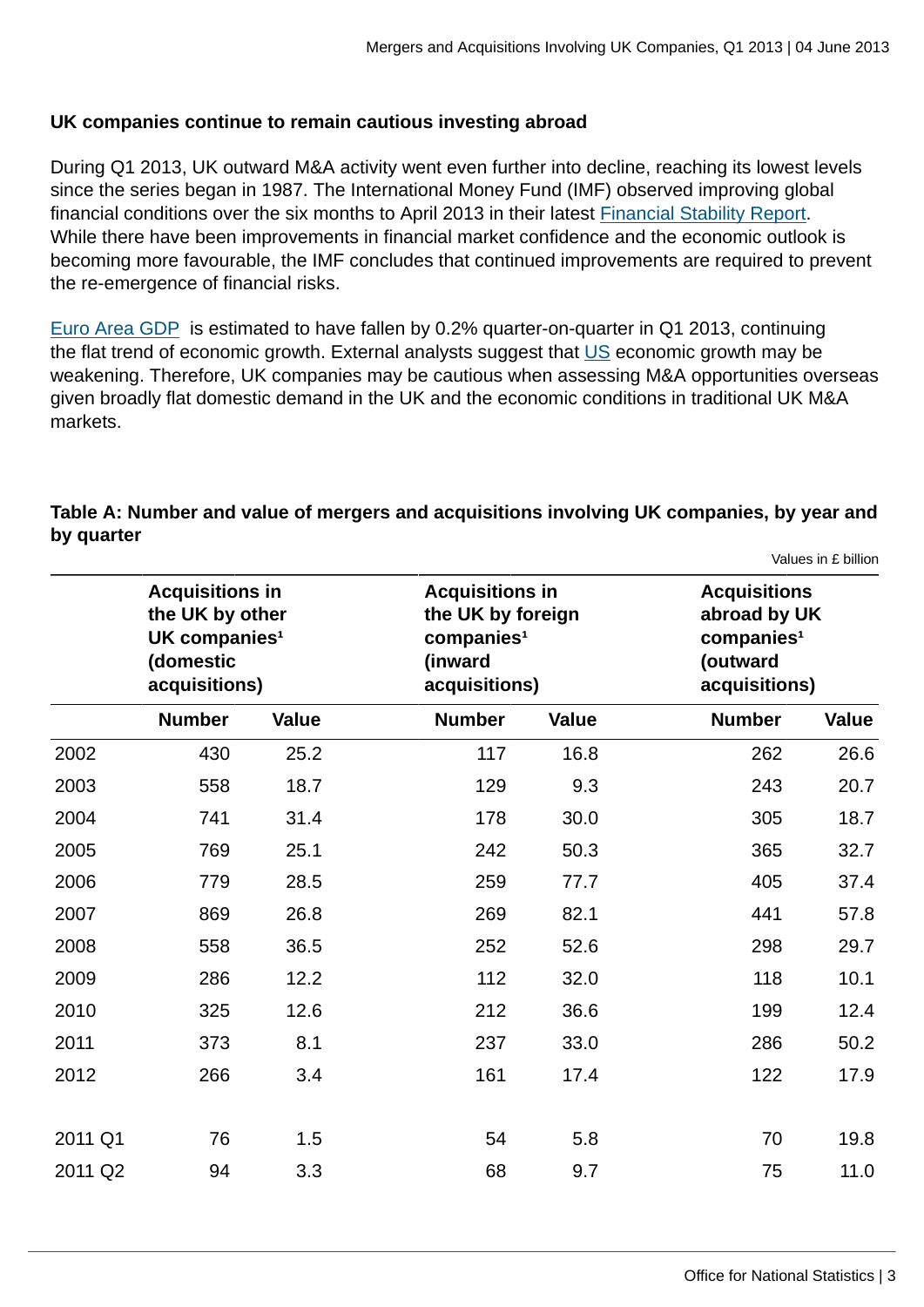### UK companies continue to remain cautious investing abroad

During Q1 2013, UK outward M&A activity went even further into decline, reaching its lowest levels since the series began in 1987. The International Money Fund (IMF) observed improving global financial conditions over the six months to April 2013 in their latest Financial Stability Report. While there have been improvements in financial market confidence and the economic outlook is becoming more favourable, the IMF concludes that continued improvements are required to prevent the re-emergence of financial risks.

Euro Area GDP is estimated to have fallen by 0.2% quarter-on-quarter in Q1 2013, continuing the flat trend of economic growth. External analysts suggest that US economic growth may be weakening. Therefore, UK companies may be cautious when assessing M&A opportunities overseas given broadly flat domestic demand in the UK and the economic conditions in traditional UK M&A markets.

**Table A: Number and value of mergers and acquisitions involving UK companies, by year and by quarter**

Values in £ billion

| | Acquisitions in the UK by other UK companies[1] (domestic acquisitions) | | Acquisitions in the UK by foreign companies[1] (inward acquisitions) | | Acquisitions abroad by UK companies[1] (outward acquisitions) | |
|---|---|---|---|---|---|---|
| | Number | Value | Number | Value | Number | Value |
| 2002 | 430 | 25.2 | 117 | 16.8 | 262 | 26.6 |
| 2003 | 558 | 18.7 | 129 | 9.3 | 243 | 20.7 |
| 2004 | 741 | 31.4 | 178 | 30.0 | 305 | 18.7 |
| 2005 | 769 | 25.1 | 242 | 50.3 | 365 | 32.7 |
| 2006 | 779 | 28.5 | 259 | 77.7 | 405 | 37.4 |
| 2007 | 869 | 26.8 | 269 | 82.1 | 441 | 57.8 |
| 2008 | 558 | 36.5 | 252 | 52.6 | 298 | 29.7 |
| 2009 | 286 | 12.2 | 112 | 32.0 | 118 | 10.1 |
| 2010 | 325 | 12.6 | 212 | 36.6 | 199 | 12.4 |
| 2011 | 373 | 8.1 | 237 | 33.0 | 286 | 50.2 |
| 2012 | 266 | 3.4 | 161 | 17.4 | 122 | 17.9 |
| | | | | | | |
| 2011 Q1 | 76 | 1.5 | 54 | 5.8 | 70 | 19.8 |
| 2011 Q2 | 94 | 3.3 | 68 | 9.7 | 75 | 11.0 |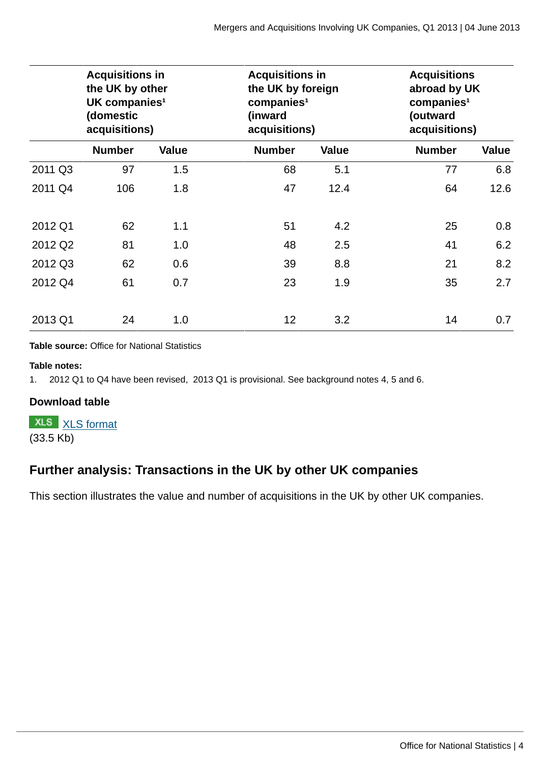| | Acquisitions in the UK by other UK companies[1] (domestic acquisitions) | | Acquisitions in the UK by foreign companies[1] (inward acquisitions) | | Acquisitions abroad by UK companies[1] (outward acquisitions) | |
|---|---|---|---|---|---|---|
| | **Number** | **Value** | **Number** | **Value** | **Number** | **Value** |
| 2011 Q3 | 97 | 1.5 | 68 | 5.1 | 77 | 6.8 |
| 2011 Q4 | 106 | 1.8 | 47 | 12.4 | 64 | 12.6 |
| | | | | | | |
| 2012 Q1 | 62 | 1.1 | 51 | 4.2 | 25 | 0.8 |
| 2012 Q2 | 81 | 1.0 | 48 | 2.5 | 41 | 6.2 |
| 2012 Q3 | 62 | 0.6 | 39 | 8.8 | 21 | 8.2 |
| 2012 Q4 | 61 | 0.7 | 23 | 1.9 | 35 | 2.7 |
| | | | | | | |
| 2013 Q1 | 24 | 1.0 | 12 | 3.2 | 14 | 0.7 |

**Table source:** Office for National Statistics

**Table notes:**

1. 2012 Q1 to Q4 have been revised, 2013 Q1 is provisional. See background notes 4, 5 and 6.

**Download table**

XLS XLS format
(33.5 Kb)

## Further analysis: Transactions in the UK by other UK companies

This section illustrates the value and number of acquisitions in the UK by other UK companies.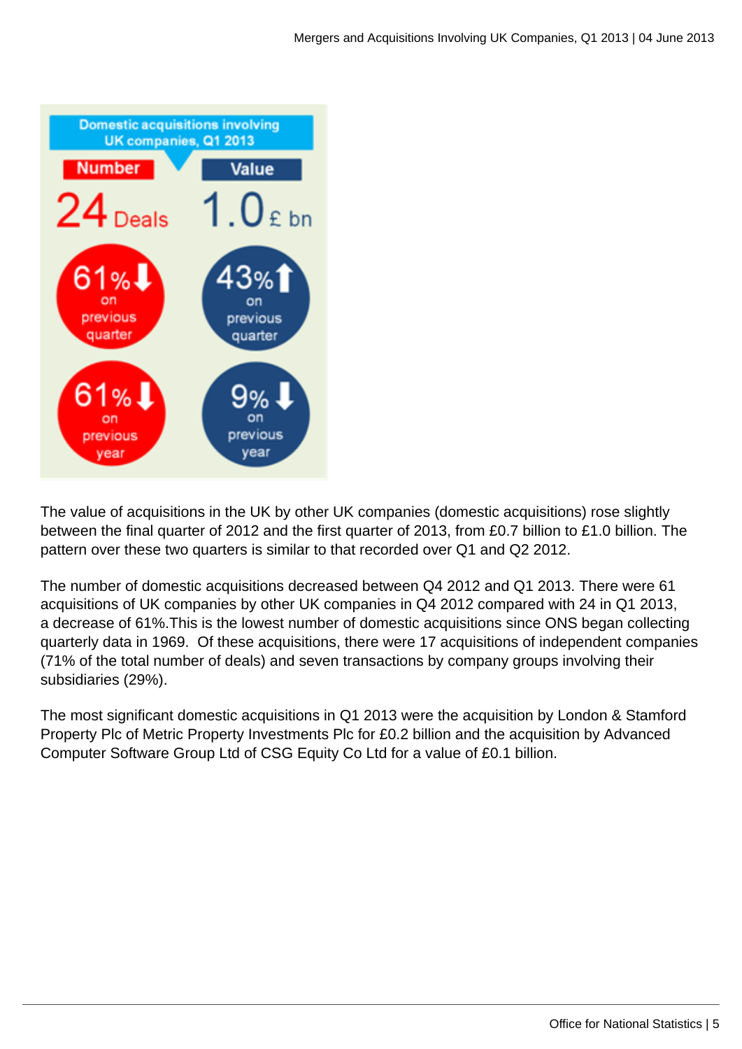**Domestic acquisitions involving UK companies, Q1 2013**

| Number | Value |
|---|---|
| 24 Deals | 1.0 £ bn |
| 61% ↓ on previous quarter | 43% ↑ on previous quarter |
| 61% ↓ on previous year | 9% ↓ on previous year |

The value of acquisitions in the UK by other UK companies (domestic acquisitions) rose slightly between the final quarter of 2012 and the first quarter of 2013, from £0.7 billion to £1.0 billion. The pattern over these two quarters is similar to that recorded over Q1 and Q2 2012.

The number of domestic acquisitions decreased between Q4 2012 and Q1 2013. There were 61 acquisitions of UK companies by other UK companies in Q4 2012 compared with 24 in Q1 2013, a decrease of 61%.This is the lowest number of domestic acquisitions since ONS began collecting quarterly data in 1969. Of these acquisitions, there were 17 acquisitions of independent companies (71% of the total number of deals) and seven transactions by company groups involving their subsidiaries (29%).

The most significant domestic acquisitions in Q1 2013 were the acquisition by London & Stamford Property Plc of Metric Property Investments Plc for £0.2 billion and the acquisition by Advanced Computer Software Group Ltd of CSG Equity Co Ltd for a value of £0.1 billion.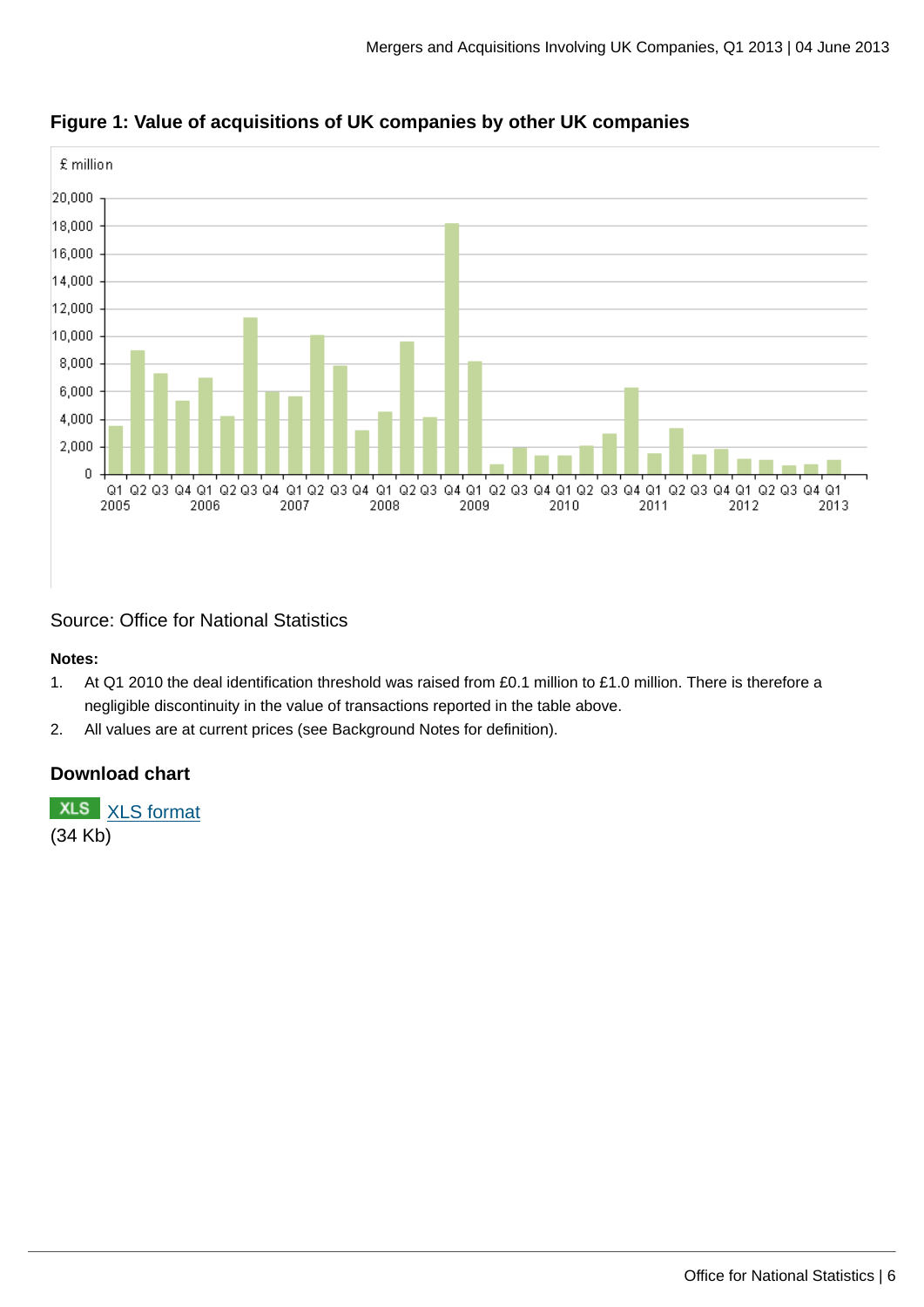## Figure 1: Value of acquisitions of UK companies by other UK companies

Source: Office for National Statistics

**Notes:**

1. At Q1 2010 the deal identification threshold was raised from £0.1 million to £1.0 million. There is therefore a negligible discontinuity in the value of transactions reported in the table above.
2. All values are at current prices (see Background Notes for definition).

### Download chart

XLS XLS format
(34 Kb)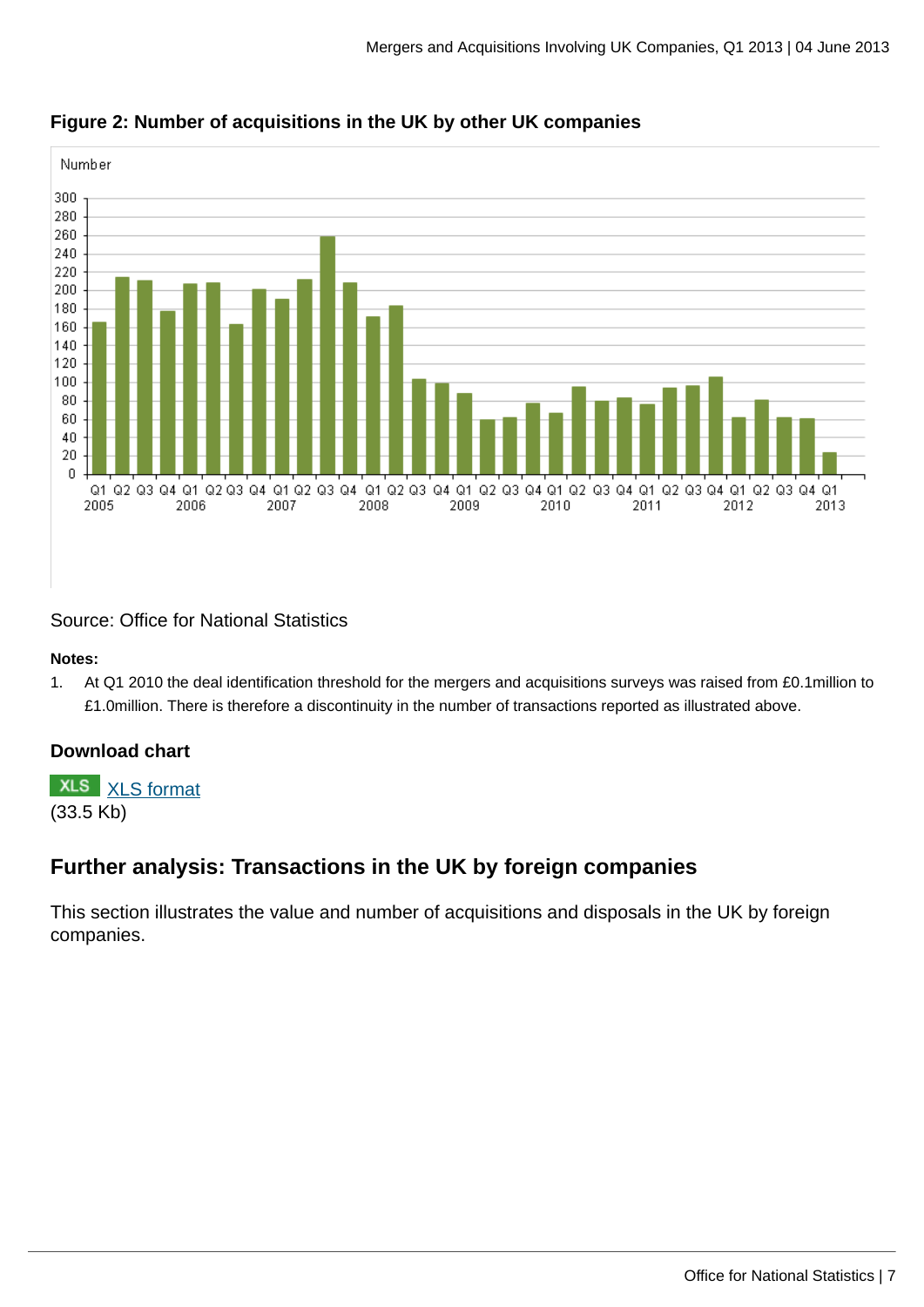### Figure 2: Number of acquisitions in the UK by other UK companies

Source: Office for National Statistics

**Notes:**

1. At Q1 2010 the deal identification threshold for the mergers and acquisitions surveys was raised from £0.1million to £1.0million. There is therefore a discontinuity in the number of transactions reported as illustrated above.

### Download chart

XLS [XLS format](#)
(33.5 Kb)

## Further analysis: Transactions in the UK by foreign companies

This section illustrates the value and number of acquisitions and disposals in the UK by foreign companies.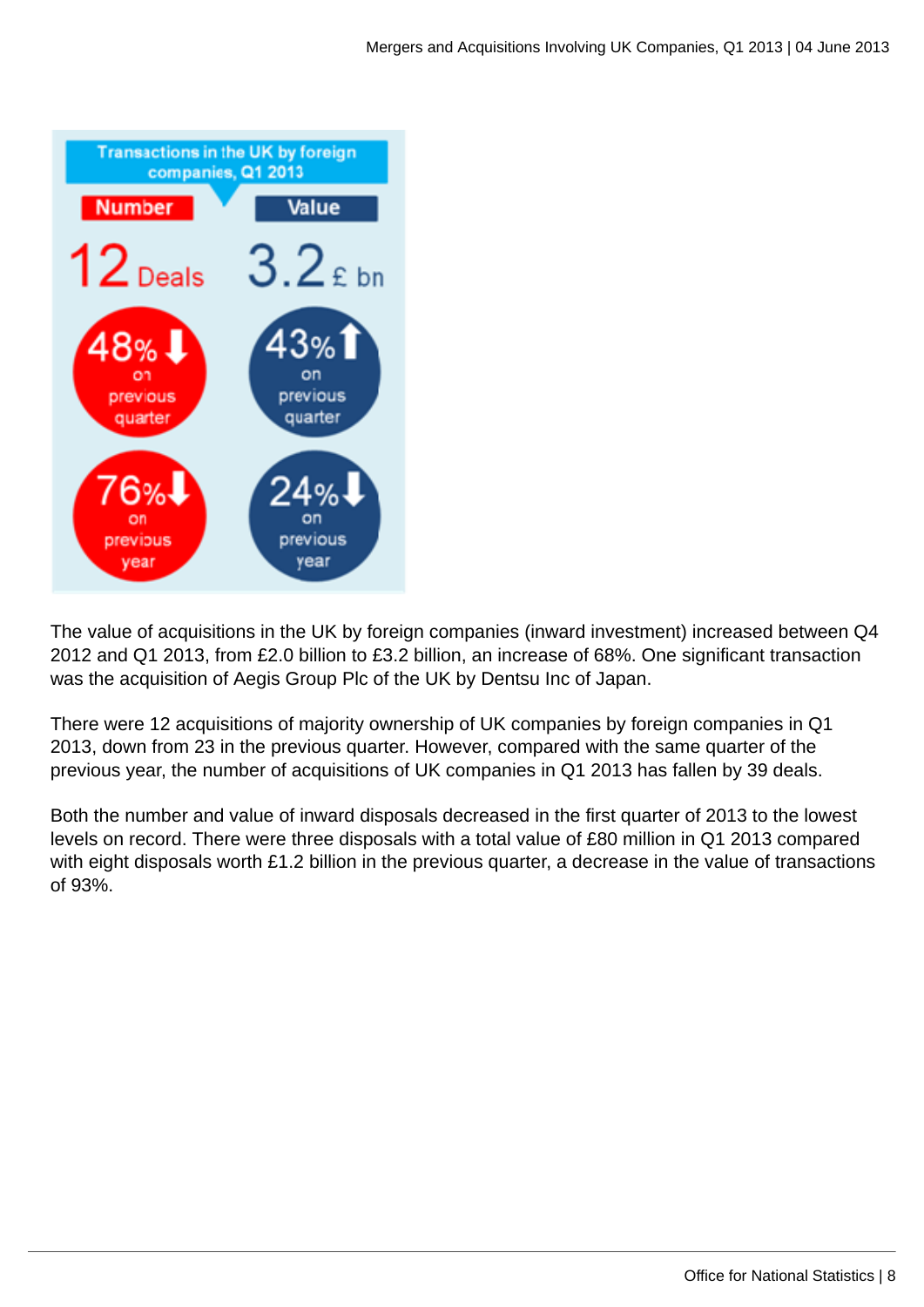**Transactions in the UK by foreign companies, Q1 2013**

| Number | Value |
|---|---|
| 12 Deals | 3.2 £ bn |
| 48% ↓ on previous quarter | 43% ↑ on previous quarter |
| 76% ↓ on previous year | 24% ↓ on previous year |

The value of acquisitions in the UK by foreign companies (inward investment) increased between Q4 2012 and Q1 2013, from £2.0 billion to £3.2 billion, an increase of 68%. One significant transaction was the acquisition of Aegis Group Plc of the UK by Dentsu Inc of Japan.

There were 12 acquisitions of majority ownership of UK companies by foreign companies in Q1 2013, down from 23 in the previous quarter. However, compared with the same quarter of the previous year, the number of acquisitions of UK companies in Q1 2013 has fallen by 39 deals.

Both the number and value of inward disposals decreased in the first quarter of 2013 to the lowest levels on record. There were three disposals with a total value of £80 million in Q1 2013 compared with eight disposals worth £1.2 billion in the previous quarter, a decrease in the value of transactions of 93%.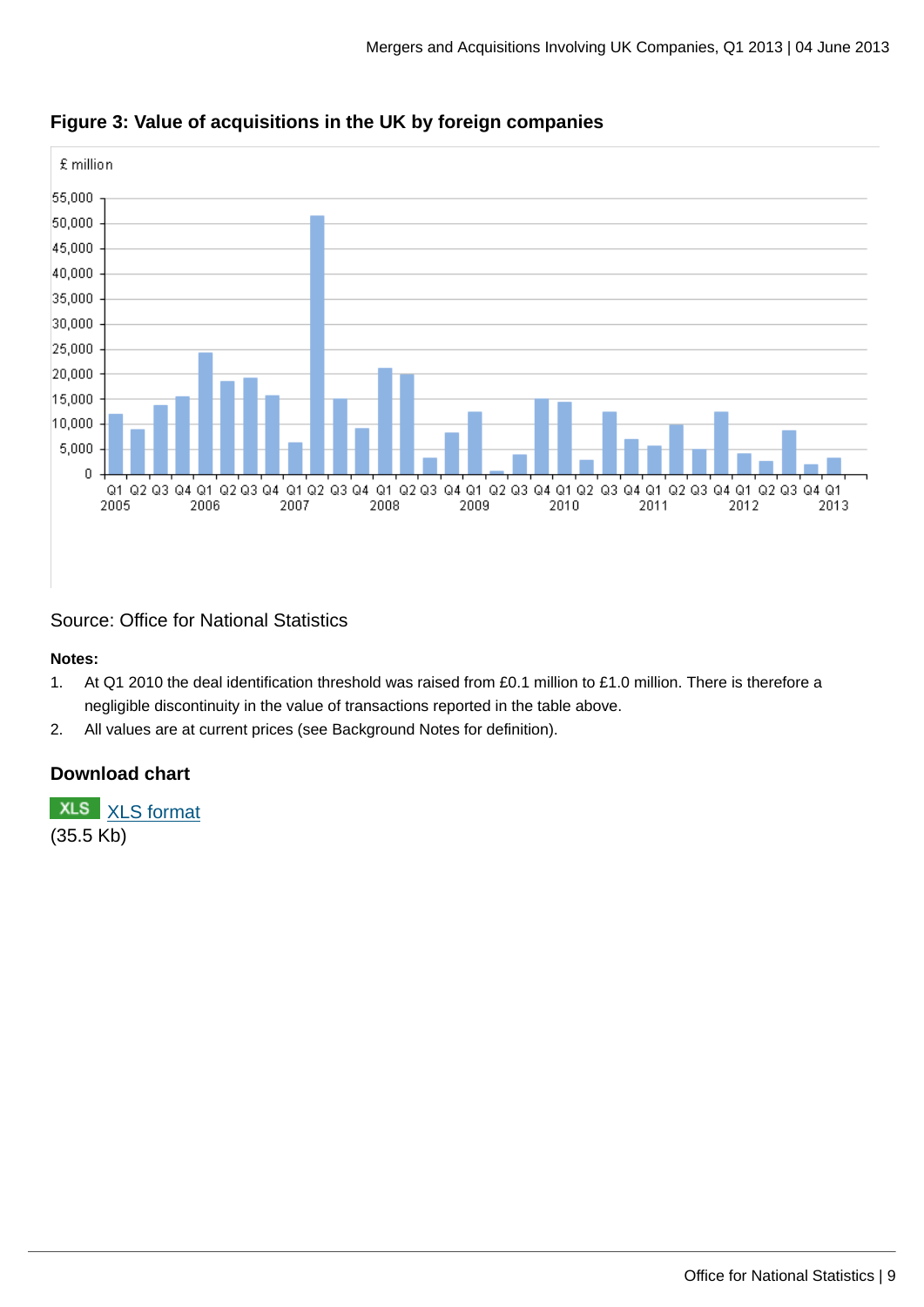### Figure 3: Value of acquisitions in the UK by foreign companies

Source: Office for National Statistics

**Notes:**

1. At Q1 2010 the deal identification threshold was raised from £0.1 million to £1.0 million. There is therefore a negligible discontinuity in the value of transactions reported in the table above.
2. All values are at current prices (see Background Notes for definition).

### Download chart

XLS [XLS format](#)
(35.5 Kb)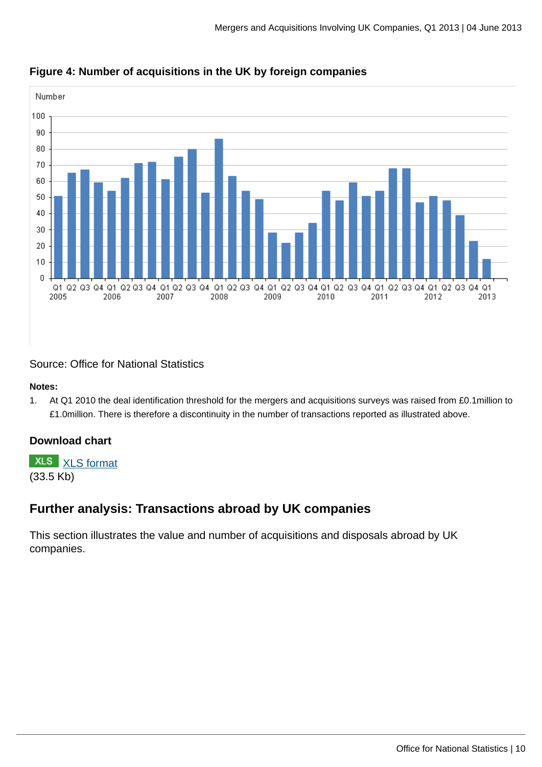**Figure 4: Number of acquisitions in the UK by foreign companies**

Source: Office for National Statistics

**Notes:**

1. At Q1 2010 the deal identification threshold for the mergers and acquisitions surveys was raised from £0.1million to £1.0million. There is therefore a discontinuity in the number of transactions reported as illustrated above.

### Download chart

XLS XLS format
(33.5 Kb)

## Further analysis: Transactions abroad by UK companies

This section illustrates the value and number of acquisitions and disposals abroad by UK companies.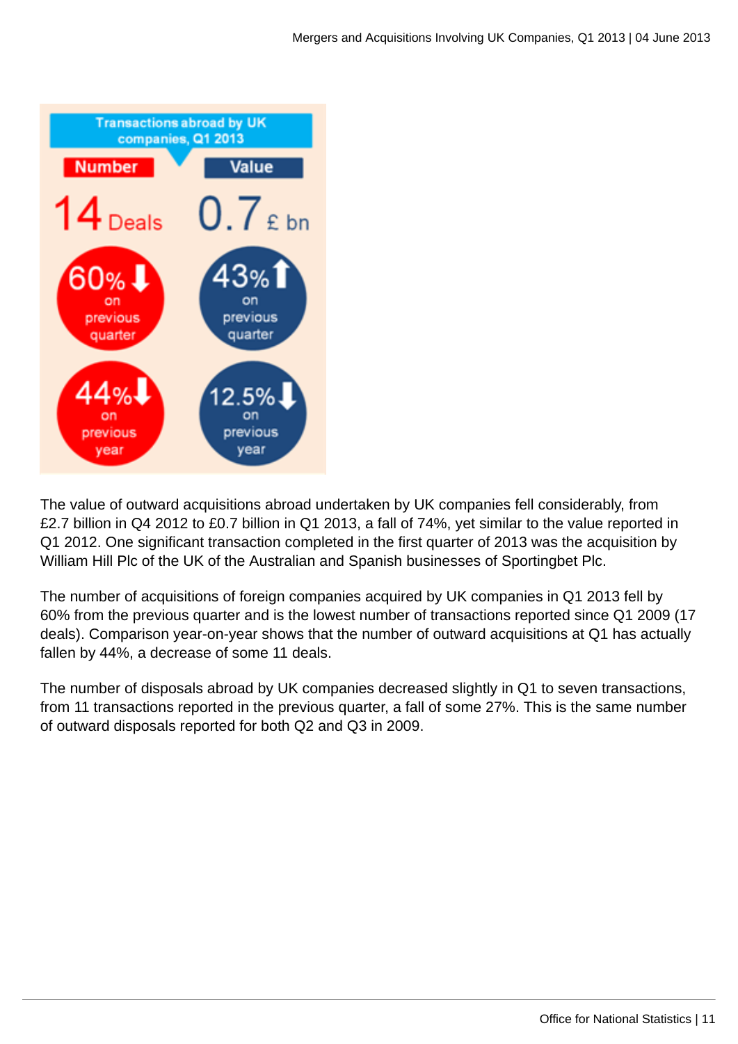Transactions abroad by UK companies, Q1 2013

| Number | Value |
| --- | --- |
| 14 Deals | 0.7 £ bn |
| 60% ↓ on previous quarter | 43% ↑ on previous quarter |
| 44% ↓ on previous year | 12.5% ↓ on previous year |

The value of outward acquisitions abroad undertaken by UK companies fell considerably, from £2.7 billion in Q4 2012 to £0.7 billion in Q1 2013, a fall of 74%, yet similar to the value reported in Q1 2012. One significant transaction completed in the first quarter of 2013 was the acquisition by William Hill Plc of the UK of the Australian and Spanish businesses of Sportingbet Plc.

The number of acquisitions of foreign companies acquired by UK companies in Q1 2013 fell by 60% from the previous quarter and is the lowest number of transactions reported since Q1 2009 (17 deals). Comparison year-on-year shows that the number of outward acquisitions at Q1 has actually fallen by 44%, a decrease of some 11 deals.

The number of disposals abroad by UK companies decreased slightly in Q1 to seven transactions, from 11 transactions reported in the previous quarter, a fall of some 27%. This is the same number of outward disposals reported for both Q2 and Q3 in 2009.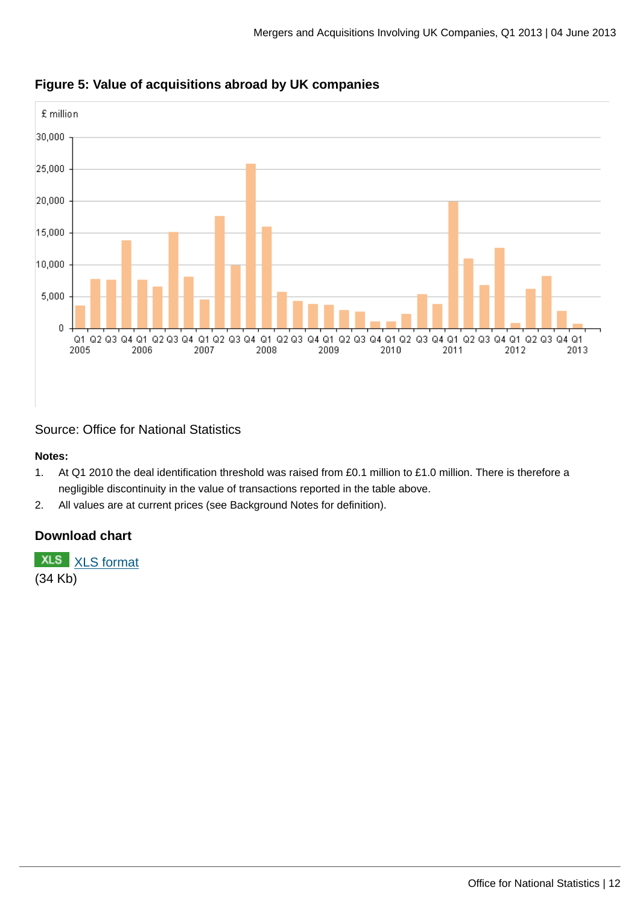### Figure 5: Value of acquisitions abroad by UK companies

Source: Office for National Statistics

**Notes:**

1. At Q1 2010 the deal identification threshold was raised from £0.1 million to £1.0 million. There is therefore a negligible discontinuity in the value of transactions reported in the table above.
2. All values are at current prices (see Background Notes for definition).

### Download chart

XLS [XLS format](#)
(34 Kb)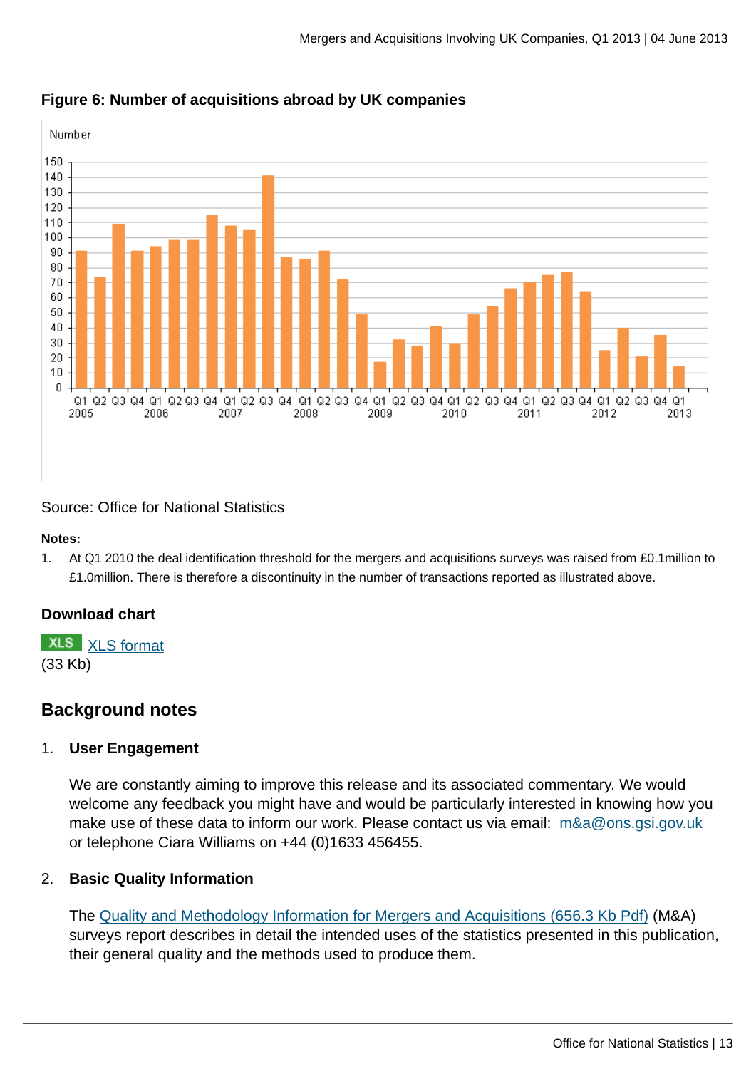**Figure 6: Number of acquisitions abroad by UK companies**

Source: Office for National Statistics

**Notes:**

1. At Q1 2010 the deal identification threshold for the mergers and acquisitions surveys was raised from £0.1million to £1.0million. There is therefore a discontinuity in the number of transactions reported as illustrated above.

### Download chart

XLS XLS format
(33 Kb)

## Background notes

1. **User Engagement**

   We are constantly aiming to improve this release and its associated commentary. We would welcome any feedback you might have and would be particularly interested in knowing how you make use of these data to inform our work. Please contact us via email: m&a@ons.gsi.gov.uk or telephone Ciara Williams on +44 (0)1633 456455.

2. **Basic Quality Information**

   The Quality and Methodology Information for Mergers and Acquisitions (656.3 Kb Pdf) (M&A) surveys report describes in detail the intended uses of the statistics presented in this publication, their general quality and the methods used to produce them.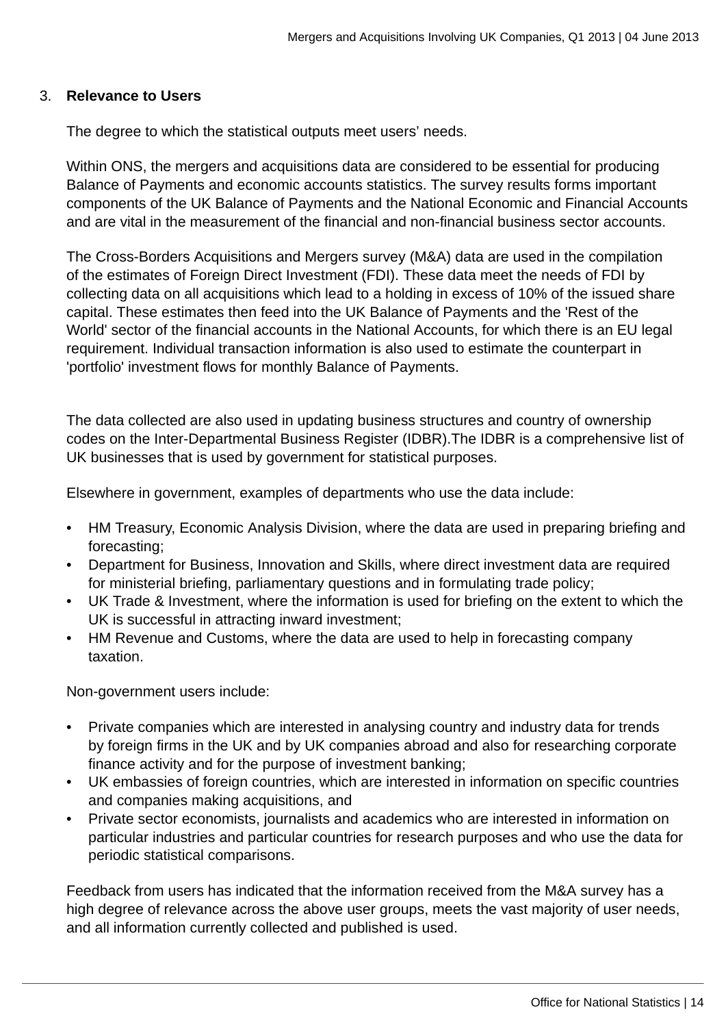3. **Relevance to Users**

The degree to which the statistical outputs meet users' needs.

Within ONS, the mergers and acquisitions data are considered to be essential for producing Balance of Payments and economic accounts statistics. The survey results forms important components of the UK Balance of Payments and the National Economic and Financial Accounts and are vital in the measurement of the financial and non-financial business sector accounts.

The Cross-Borders Acquisitions and Mergers survey (M&A) data are used in the compilation of the estimates of Foreign Direct Investment (FDI). These data meet the needs of FDI by collecting data on all acquisitions which lead to a holding in excess of 10% of the issued share capital. These estimates then feed into the UK Balance of Payments and the 'Rest of the World' sector of the financial accounts in the National Accounts, for which there is an EU legal requirement. Individual transaction information is also used to estimate the counterpart in 'portfolio' investment flows for monthly Balance of Payments.

The data collected are also used in updating business structures and country of ownership codes on the Inter-Departmental Business Register (IDBR).The IDBR is a comprehensive list of UK businesses that is used by government for statistical purposes.

Elsewhere in government, examples of departments who use the data include:

- HM Treasury, Economic Analysis Division, where the data are used in preparing briefing and forecasting;
- Department for Business, Innovation and Skills, where direct investment data are required for ministerial briefing, parliamentary questions and in formulating trade policy;
- UK Trade & Investment, where the information is used for briefing on the extent to which the UK is successful in attracting inward investment;
- HM Revenue and Customs, where the data are used to help in forecasting company taxation.

Non-government users include:

- Private companies which are interested in analysing country and industry data for trends by foreign firms in the UK and by UK companies abroad and also for researching corporate finance activity and for the purpose of investment banking;
- UK embassies of foreign countries, which are interested in information on specific countries and companies making acquisitions, and
- Private sector economists, journalists and academics who are interested in information on particular industries and particular countries for research purposes and who use the data for periodic statistical comparisons.

Feedback from users has indicated that the information received from the M&A survey has a high degree of relevance across the above user groups, meets the vast majority of user needs, and all information currently collected and published is used.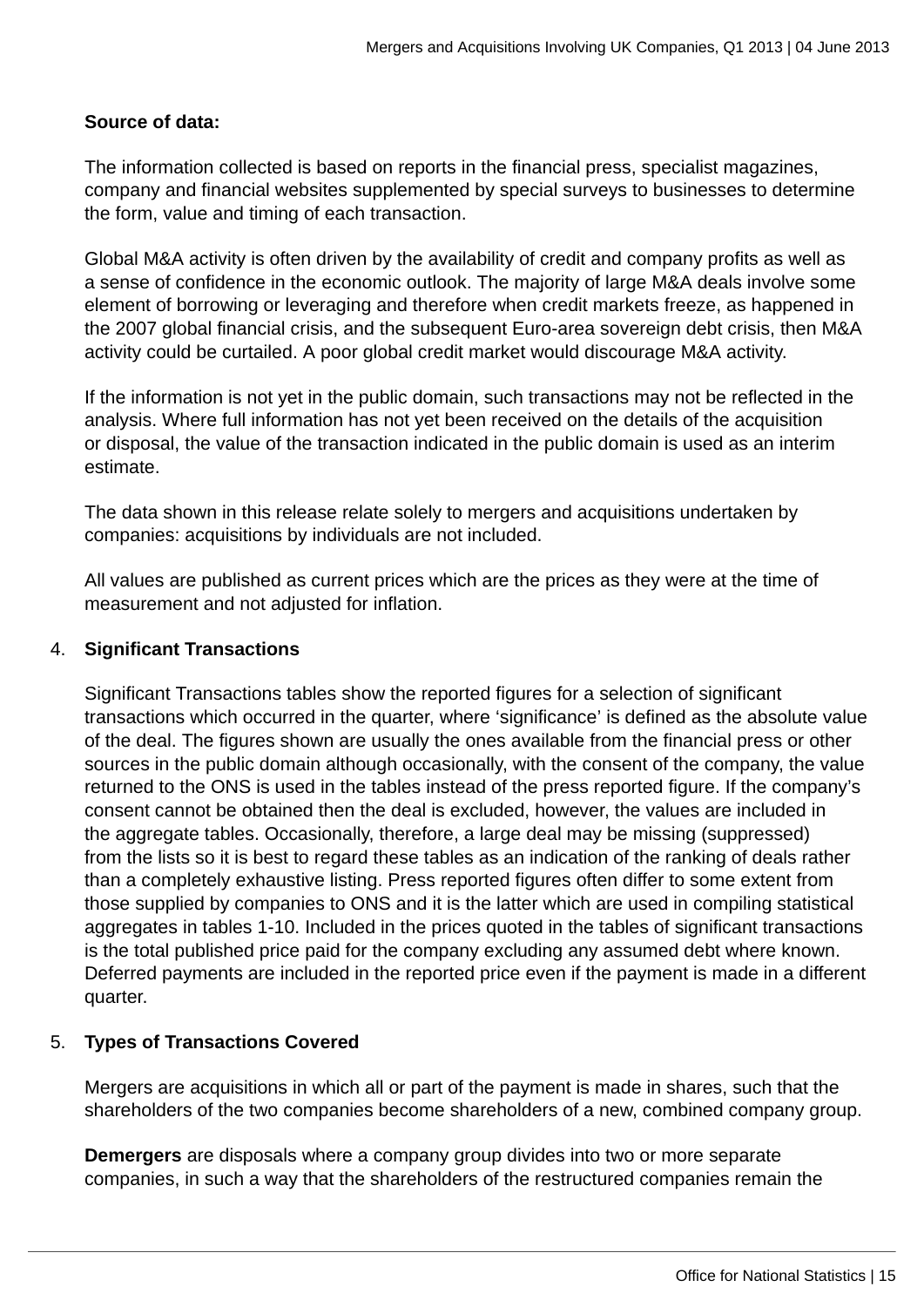**Source of data:**

The information collected is based on reports in the financial press, specialist magazines, company and financial websites supplemented by special surveys to businesses to determine the form, value and timing of each transaction.

Global M&A activity is often driven by the availability of credit and company profits as well as a sense of confidence in the economic outlook. The majority of large M&A deals involve some element of borrowing or leveraging and therefore when credit markets freeze, as happened in the 2007 global financial crisis, and the subsequent Euro-area sovereign debt crisis, then M&A activity could be curtailed. A poor global credit market would discourage M&A activity.

If the information is not yet in the public domain, such transactions may not be reflected in the analysis. Where full information has not yet been received on the details of the acquisition or disposal, the value of the transaction indicated in the public domain is used as an interim estimate.

The data shown in this release relate solely to mergers and acquisitions undertaken by companies: acquisitions by individuals are not included.

All values are published as current prices which are the prices as they were at the time of measurement and not adjusted for inflation.

4. **Significant Transactions**

Significant Transactions tables show the reported figures for a selection of significant transactions which occurred in the quarter, where ‘significance’ is defined as the absolute value of the deal. The figures shown are usually the ones available from the financial press or other sources in the public domain although occasionally, with the consent of the company, the value returned to the ONS is used in the tables instead of the press reported figure. If the company’s consent cannot be obtained then the deal is excluded, however, the values are included in the aggregate tables. Occasionally, therefore, a large deal may be missing (suppressed) from the lists so it is best to regard these tables as an indication of the ranking of deals rather than a completely exhaustive listing. Press reported figures often differ to some extent from those supplied by companies to ONS and it is the latter which are used in compiling statistical aggregates in tables 1-10. Included in the prices quoted in the tables of significant transactions is the total published price paid for the company excluding any assumed debt where known. Deferred payments are included in the reported price even if the payment is made in a different quarter.

5. **Types of Transactions Covered**

Mergers are acquisitions in which all or part of the payment is made in shares, such that the shareholders of the two companies become shareholders of a new, combined company group.

**Demergers** are disposals where a company group divides into two or more separate companies, in such a way that the shareholders of the restructured companies remain the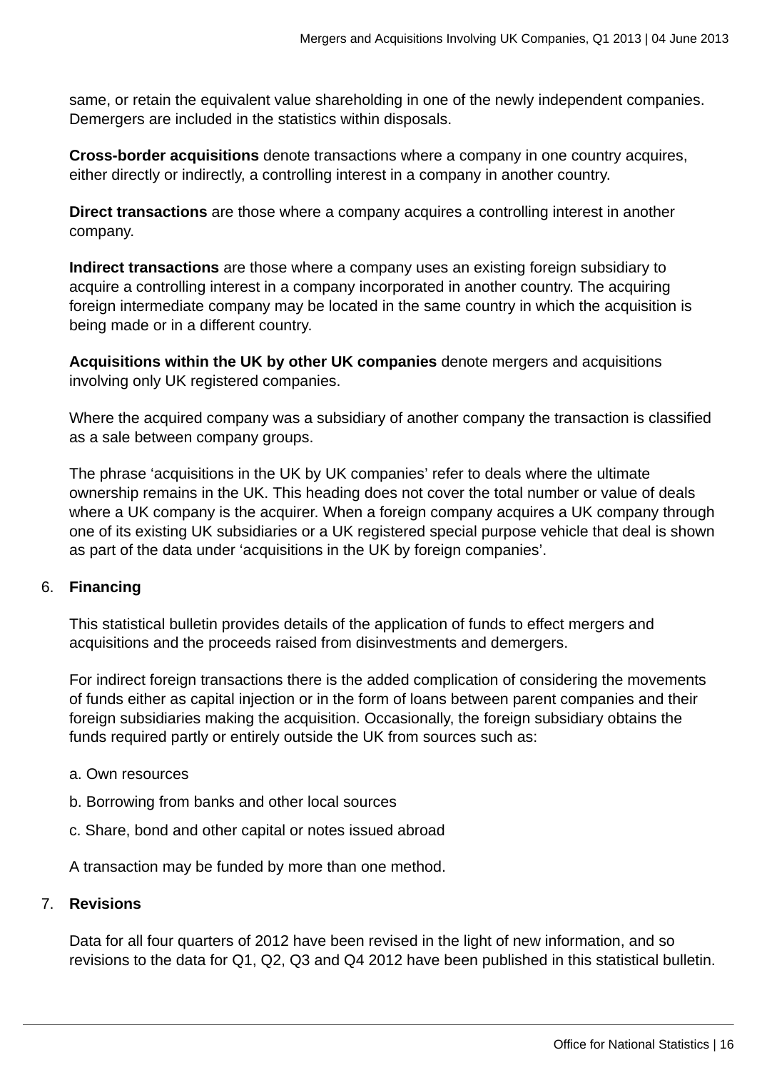same, or retain the equivalent value shareholding in one of the newly independent companies. Demergers are included in the statistics within disposals.

**Cross-border acquisitions** denote transactions where a company in one country acquires, either directly or indirectly, a controlling interest in a company in another country.

**Direct transactions** are those where a company acquires a controlling interest in another company.

**Indirect transactions** are those where a company uses an existing foreign subsidiary to acquire a controlling interest in a company incorporated in another country. The acquiring foreign intermediate company may be located in the same country in which the acquisition is being made or in a different country.

**Acquisitions within the UK by other UK companies** denote mergers and acquisitions involving only UK registered companies.

Where the acquired company was a subsidiary of another company the transaction is classified as a sale between company groups.

The phrase 'acquisitions in the UK by UK companies' refer to deals where the ultimate ownership remains in the UK. This heading does not cover the total number or value of deals where a UK company is the acquirer. When a foreign company acquires a UK company through one of its existing UK subsidiaries or a UK registered special purpose vehicle that deal is shown as part of the data under 'acquisitions in the UK by foreign companies'.

6. **Financing**

This statistical bulletin provides details of the application of funds to effect mergers and acquisitions and the proceeds raised from disinvestments and demergers.

For indirect foreign transactions there is the added complication of considering the movements of funds either as capital injection or in the form of loans between parent companies and their foreign subsidiaries making the acquisition. Occasionally, the foreign subsidiary obtains the funds required partly or entirely outside the UK from sources such as:

a. Own resources

b. Borrowing from banks and other local sources

c. Share, bond and other capital or notes issued abroad

A transaction may be funded by more than one method.

7. **Revisions**

Data for all four quarters of 2012 have been revised in the light of new information, and so revisions to the data for Q1, Q2, Q3 and Q4 2012 have been published in this statistical bulletin.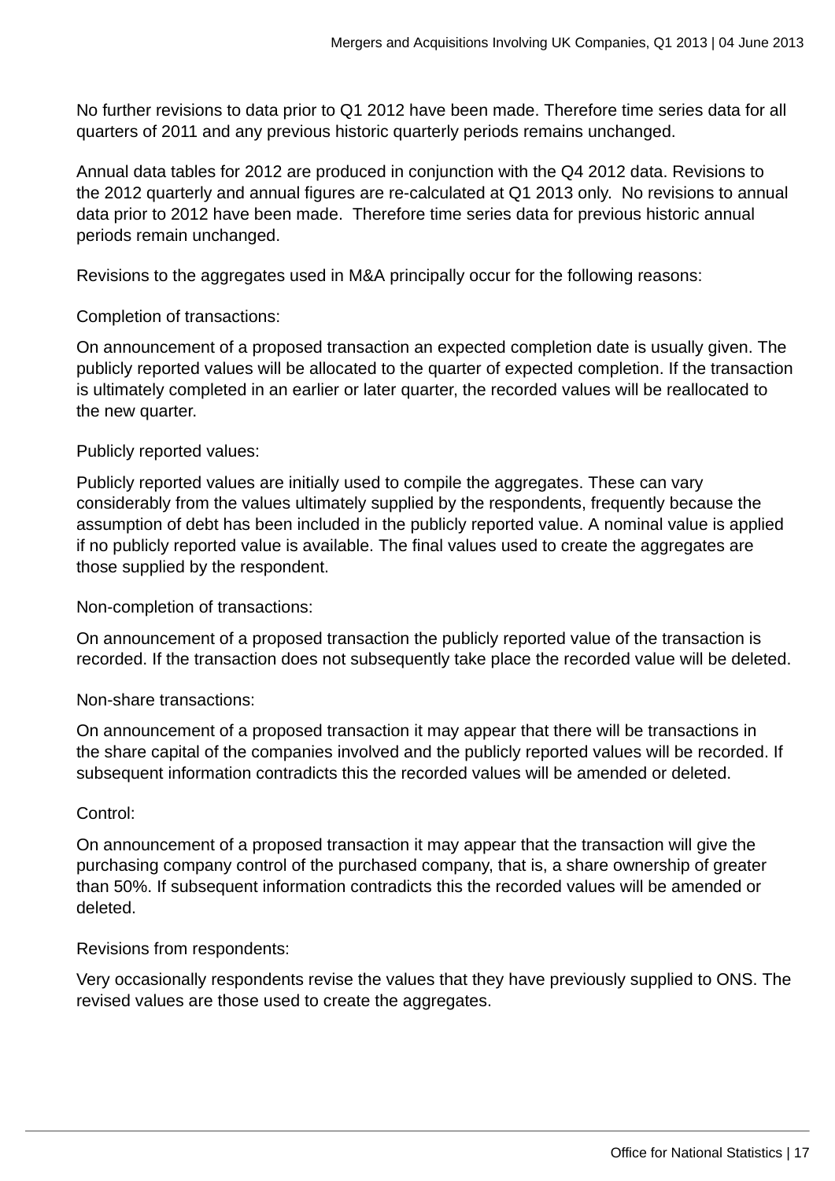No further revisions to data prior to Q1 2012 have been made. Therefore time series data for all quarters of 2011 and any previous historic quarterly periods remains unchanged.

Annual data tables for 2012 are produced in conjunction with the Q4 2012 data. Revisions to the 2012 quarterly and annual figures are re-calculated at Q1 2013 only. No revisions to annual data prior to 2012 have been made. Therefore time series data for previous historic annual periods remain unchanged.

Revisions to the aggregates used in M&A principally occur for the following reasons:

Completion of transactions:

On announcement of a proposed transaction an expected completion date is usually given. The publicly reported values will be allocated to the quarter of expected completion. If the transaction is ultimately completed in an earlier or later quarter, the recorded values will be reallocated to the new quarter.

Publicly reported values:

Publicly reported values are initially used to compile the aggregates. These can vary considerably from the values ultimately supplied by the respondents, frequently because the assumption of debt has been included in the publicly reported value. A nominal value is applied if no publicly reported value is available. The final values used to create the aggregates are those supplied by the respondent.

Non-completion of transactions:

On announcement of a proposed transaction the publicly reported value of the transaction is recorded. If the transaction does not subsequently take place the recorded value will be deleted.

Non-share transactions:

On announcement of a proposed transaction it may appear that there will be transactions in the share capital of the companies involved and the publicly reported values will be recorded. If subsequent information contradicts this the recorded values will be amended or deleted.

Control:

On announcement of a proposed transaction it may appear that the transaction will give the purchasing company control of the purchased company, that is, a share ownership of greater than 50%. If subsequent information contradicts this the recorded values will be amended or deleted.

Revisions from respondents:

Very occasionally respondents revise the values that they have previously supplied to ONS. The revised values are those used to create the aggregates.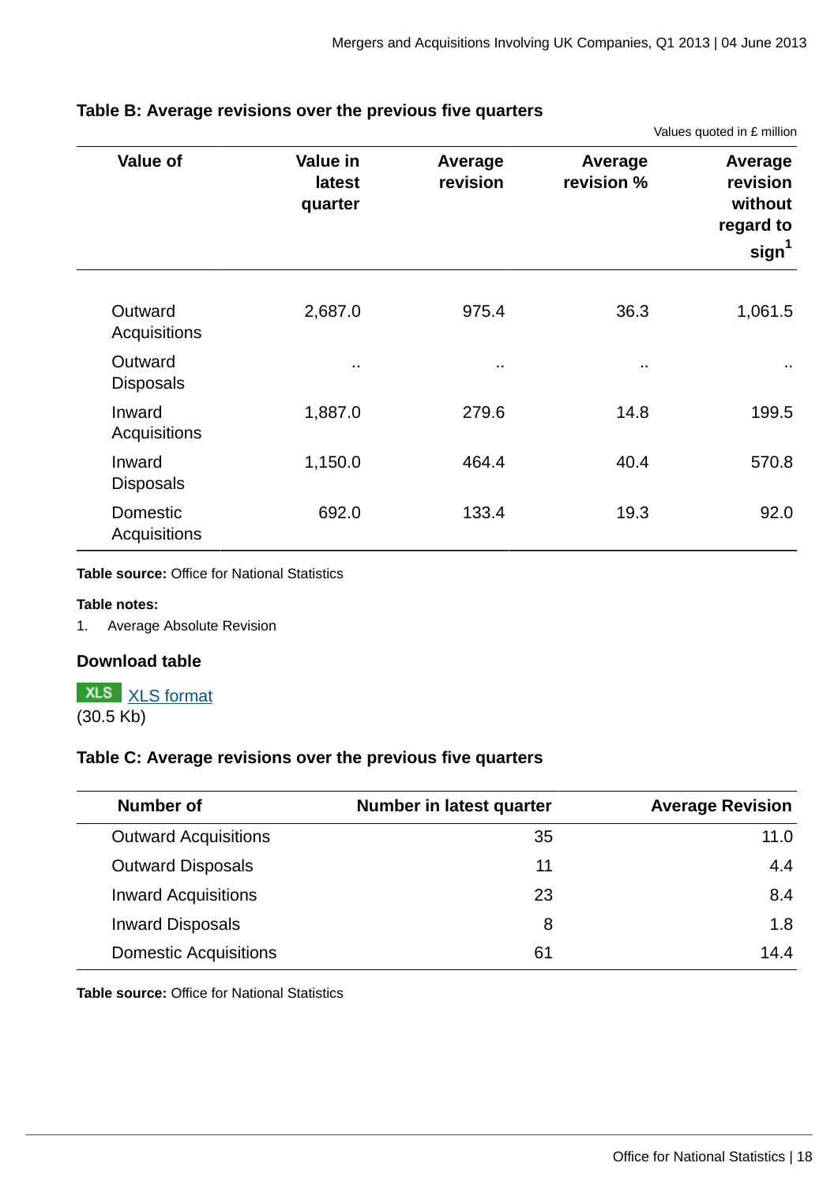### Table B: Average revisions over the previous five quarters

Values quoted in £ million

| Value of | Value in latest quarter | Average revision | Average revision % | Average revision without regard to sign[1] |
|---|---|---|---|---|
| Outward Acquisitions | 2,687.0 | 975.4 | 36.3 | 1,061.5 |
| Outward Disposals | .. | .. | .. | .. |
| Inward Acquisitions | 1,887.0 | 279.6 | 14.8 | 199.5 |
| Inward Disposals | 1,150.0 | 464.4 | 40.4 | 570.8 |
| Domestic Acquisitions | 692.0 | 133.4 | 19.3 | 92.0 |

**Table source:** Office for National Statistics

**Table notes:**

1. Average Absolute Revision

**Download table**

XLS [XLS format](#)
(30.5 Kb)

### Table C: Average revisions over the previous five quarters

| Number of | Number in latest quarter | Average Revision |
|---|---|---|
| Outward Acquisitions | 35 | 11.0 |
| Outward Disposals | 11 | 4.4 |
| Inward Acquisitions | 23 | 8.4 |
| Inward Disposals | 8 | 1.8 |
| Domestic Acquisitions | 61 | 14.4 |

**Table source:** Office for National Statistics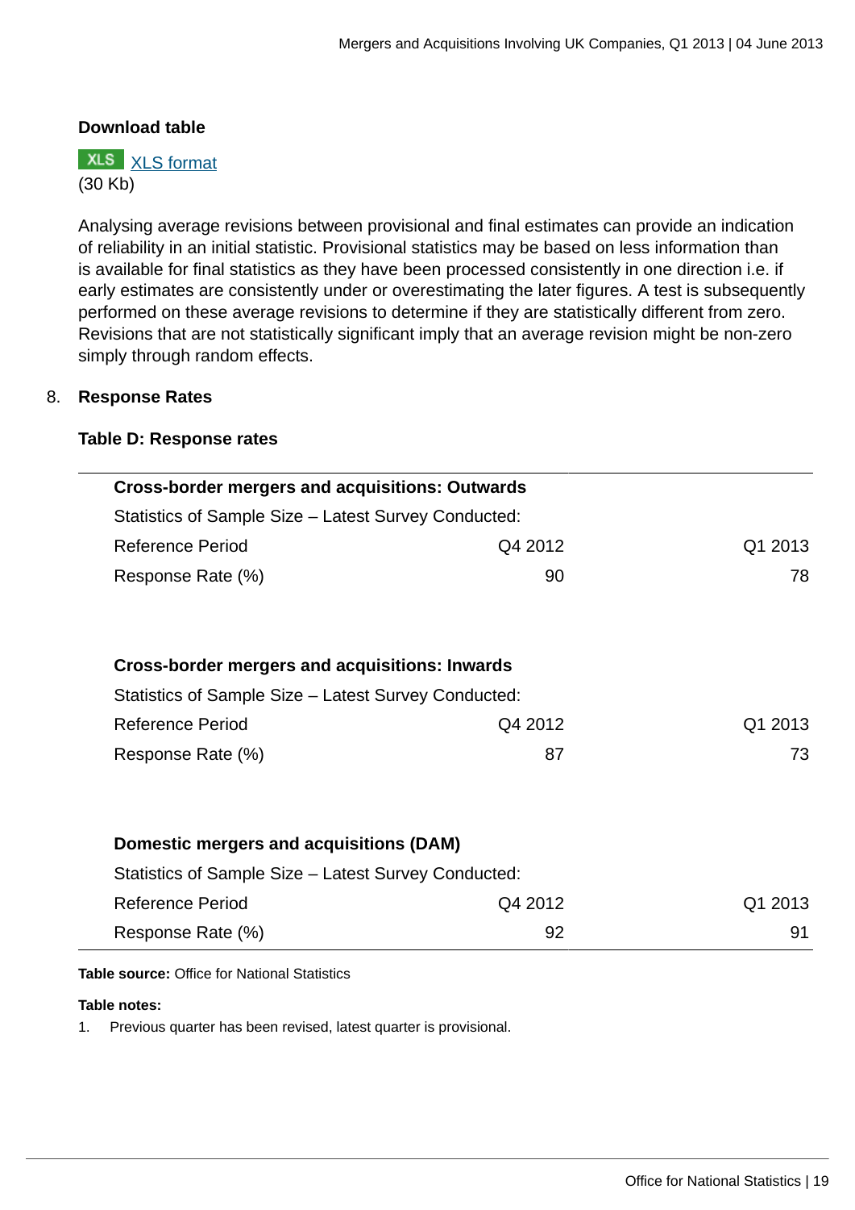**Download table**

XLS [XLS format](#)
(30 Kb)

Analysing average revisions between provisional and final estimates can provide an indication of reliability in an initial statistic. Provisional statistics may be based on less information than is available for final statistics as they have been processed consistently in one direction i.e. if early estimates are consistently under or overestimating the later figures. A test is subsequently performed on these average revisions to determine if they are statistically different from zero. Revisions that are not statistically significant imply that an average revision might be non-zero simply through random effects.

## 8. Response Rates

**Table D: Response rates**

| **Cross-border mergers and acquisitions: Outwards** | | |
|---|---|---|
| Statistics of Sample Size – Latest Survey Conducted: | | |
| Reference Period | Q4 2012 | Q1 2013 |
| Response Rate (%) | 90 | 78 |
| | | |
| **Cross-border mergers and acquisitions: Inwards** | | |
| Statistics of Sample Size – Latest Survey Conducted: | | |
| Reference Period | Q4 2012 | Q1 2013 |
| Response Rate (%) | 87 | 73 |
| | | |
| **Domestic mergers and acquisitions (DAM)** | | |
| Statistics of Sample Size – Latest Survey Conducted: | | |
| Reference Period | Q4 2012 | Q1 2013 |
| Response Rate (%) | 92 | 91 |

**Table source:** Office for National Statistics

**Table notes:**

1. Previous quarter has been revised, latest quarter is provisional.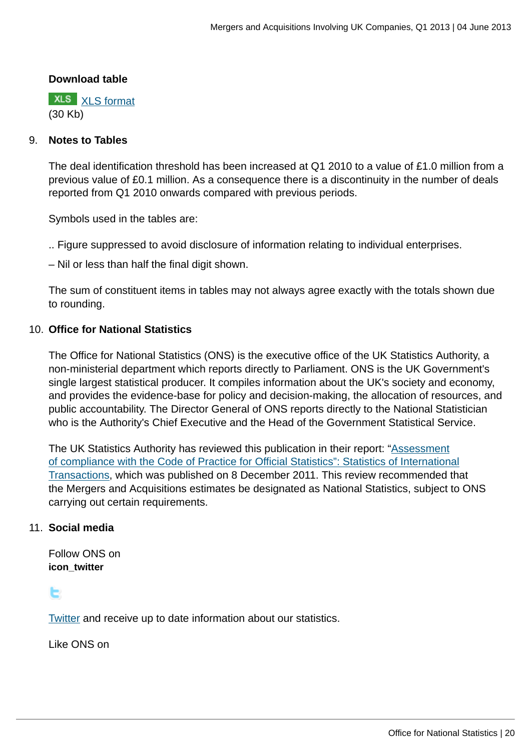**Download table**

XLS [XLS format](#)
(30 Kb)

9. **Notes to Tables**

   The deal identification threshold has been increased at Q1 2010 to a value of £1.0 million from a previous value of £0.1 million. As a consequence there is a discontinuity in the number of deals reported from Q1 2010 onwards compared with previous periods.

   Symbols used in the tables are:

   .. Figure suppressed to avoid disclosure of information relating to individual enterprises.

   – Nil or less than half the final digit shown.

   The sum of constituent items in tables may not always agree exactly with the totals shown due to rounding.

10. **Office for National Statistics**

    The Office for National Statistics (ONS) is the executive office of the UK Statistics Authority, a non-ministerial department which reports directly to Parliament. ONS is the UK Government's single largest statistical producer. It compiles information about the UK's society and economy, and provides the evidence-base for policy and decision-making, the allocation of resources, and public accountability. The Director General of ONS reports directly to the National Statistician who is the Authority's Chief Executive and the Head of the Government Statistical Service.

    The UK Statistics Authority has reviewed this publication in their report: "Assessment of compliance with the Code of Practice for Official Statistics": Statistics of International Transactions, which was published on 8 December 2011. This review recommended that the Mergers and Acquisitions estimates be designated as National Statistics, subject to ONS carrying out certain requirements.

11. **Social media**

    Follow ONS on
    **icon_twitter**

    Twitter and receive up to date information about our statistics.

    Like ONS on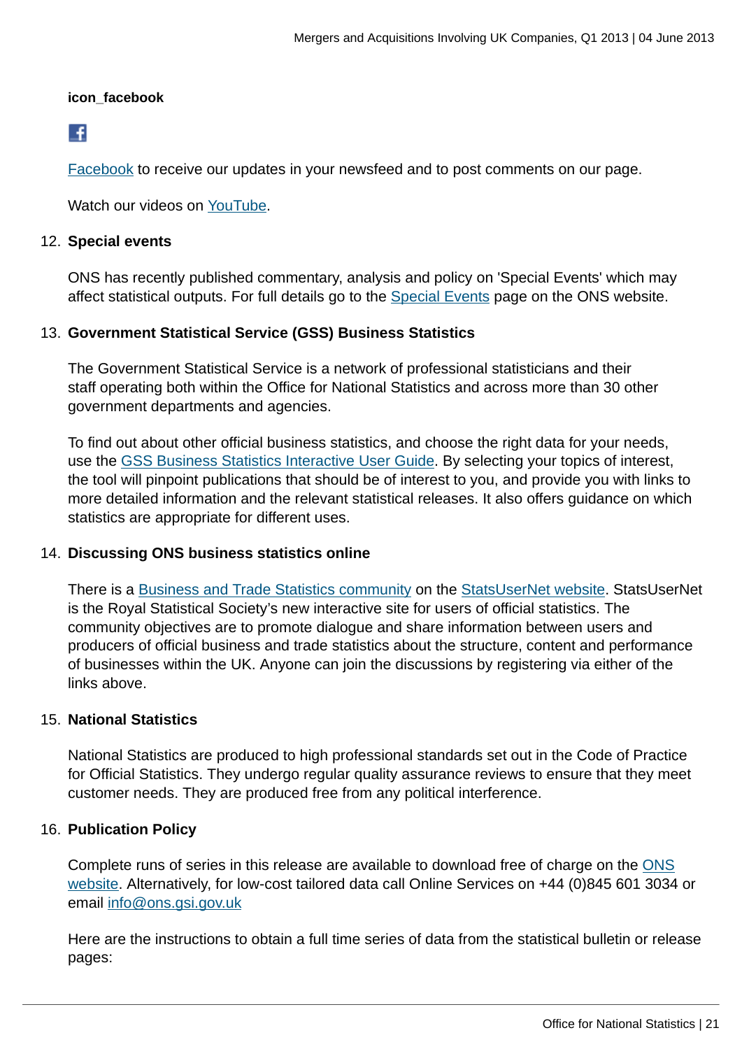**icon_facebook**

Facebook to receive our updates in your newsfeed and to post comments on our page.

Watch our videos on YouTube.

12. **Special events**

    ONS has recently published commentary, analysis and policy on 'Special Events' which may affect statistical outputs. For full details go to the Special Events page on the ONS website.

13. **Government Statistical Service (GSS) Business Statistics**

    The Government Statistical Service is a network of professional statisticians and their staff operating both within the Office for National Statistics and across more than 30 other government departments and agencies.

    To find out about other official business statistics, and choose the right data for your needs, use the GSS Business Statistics Interactive User Guide. By selecting your topics of interest, the tool will pinpoint publications that should be of interest to you, and provide you with links to more detailed information and the relevant statistical releases. It also offers guidance on which statistics are appropriate for different uses.

14. **Discussing ONS business statistics online**

    There is a Business and Trade Statistics community on the StatsUserNet website. StatsUserNet is the Royal Statistical Society's new interactive site for users of official statistics. The community objectives are to promote dialogue and share information between users and producers of official business and trade statistics about the structure, content and performance of businesses within the UK. Anyone can join the discussions by registering via either of the links above.

15. **National Statistics**

    National Statistics are produced to high professional standards set out in the Code of Practice for Official Statistics. They undergo regular quality assurance reviews to ensure that they meet customer needs. They are produced free from any political interference.

16. **Publication Policy**

    Complete runs of series in this release are available to download free of charge on the ONS website. Alternatively, for low-cost tailored data call Online Services on +44 (0)845 601 3034 or email info@ons.gsi.gov.uk

    Here are the instructions to obtain a full time series of data from the statistical bulletin or release pages: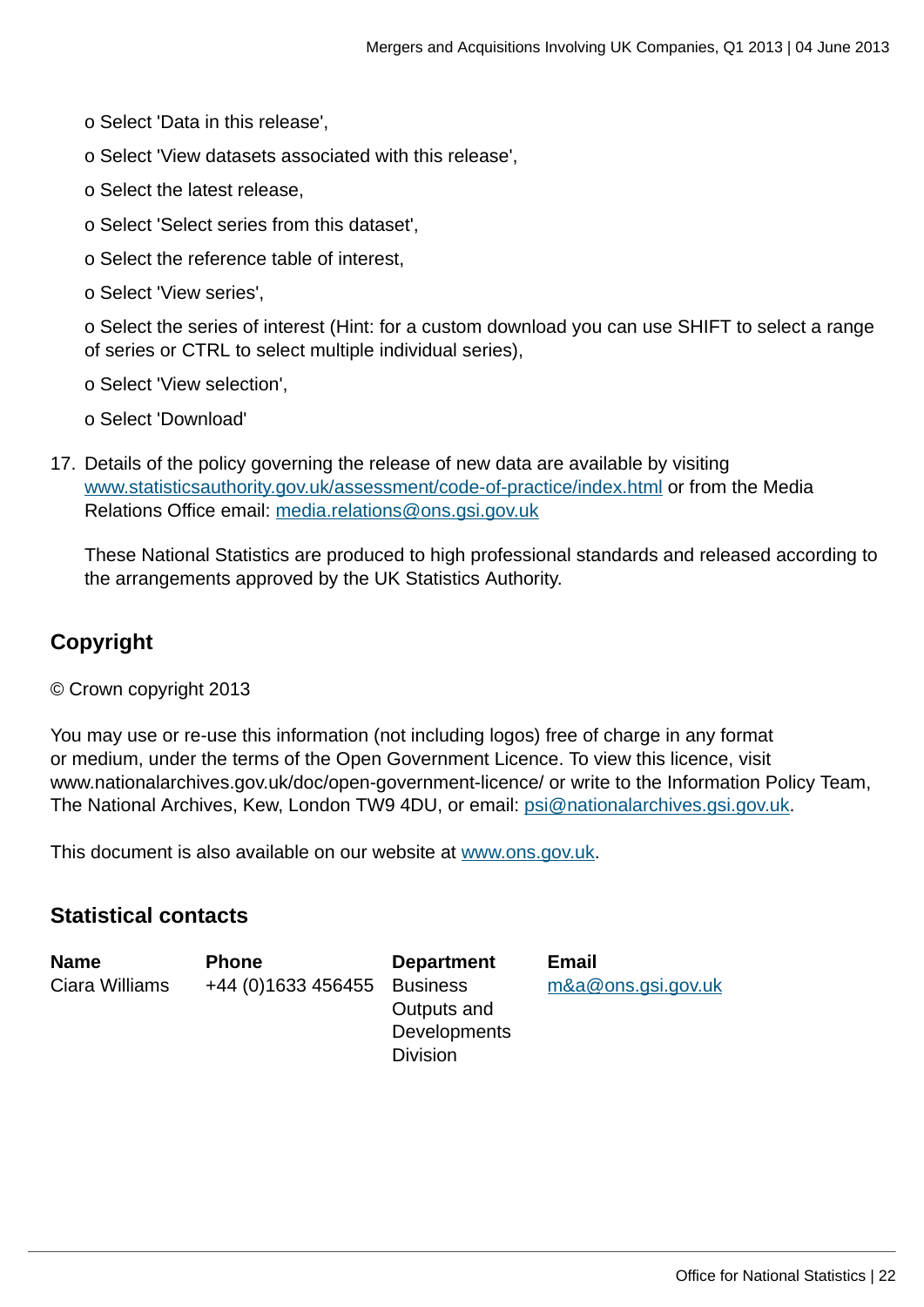o Select 'Data in this release',

o Select 'View datasets associated with this release',

o Select the latest release,

o Select 'Select series from this dataset',

o Select the reference table of interest,

o Select 'View series',

o Select the series of interest (Hint: for a custom download you can use SHIFT to select a range of series or CTRL to select multiple individual series),

o Select 'View selection',

o Select 'Download'

17. Details of the policy governing the release of new data are available by visiting [www.statisticsauthority.gov.uk/assessment/code-of-practice/index.html](http://www.statisticsauthority.gov.uk/assessment/code-of-practice/index.html) or from the Media Relations Office email: [media.relations@ons.gsi.gov.uk](mailto:media.relations@ons.gsi.gov.uk)

    These National Statistics are produced to high professional standards and released according to the arrangements approved by the UK Statistics Authority.

## Copyright

© Crown copyright 2013

You may use or re-use this information (not including logos) free of charge in any format or medium, under the terms of the Open Government Licence. To view this licence, visit www.nationalarchives.gov.uk/doc/open-government-licence/ or write to the Information Policy Team, The National Archives, Kew, London TW9 4DU, or email: [psi@nationalarchives.gsi.gov.uk](mailto:psi@nationalarchives.gsi.gov.uk).

This document is also available on our website at [www.ons.gov.uk](http://www.ons.gov.uk).

## Statistical contacts

| Name | Phone | Department | Email |
|---|---|---|---|
| Ciara Williams | +44 (0)1633 456455 | Business Outputs and Developments Division | [m&a@ons.gsi.gov.uk](mailto:m&a@ons.gsi.gov.uk) |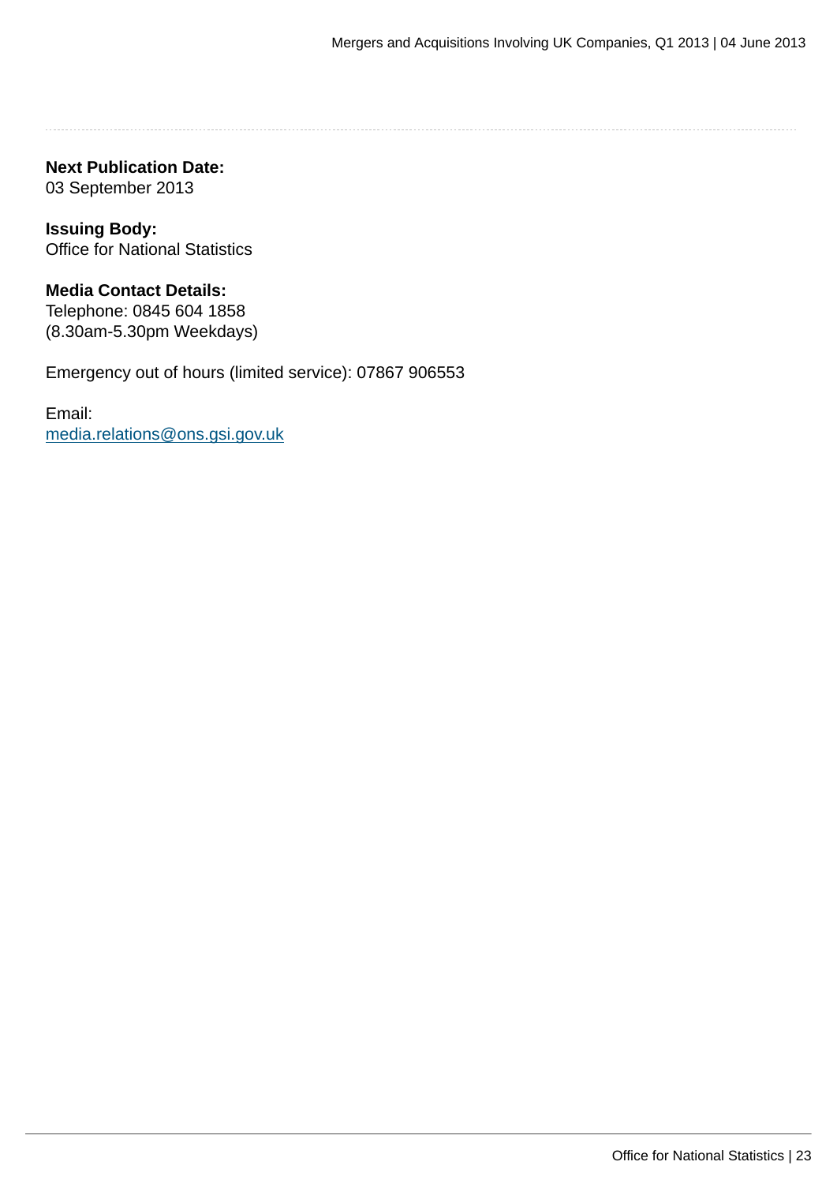**Next Publication Date:**
03 September 2013

**Issuing Body:**
Office for National Statistics

**Media Contact Details:**
Telephone: 0845 604 1858
(8.30am-5.30pm Weekdays)

Emergency out of hours (limited service): 07867 906553

Email:
media.relations@ons.gsi.gov.uk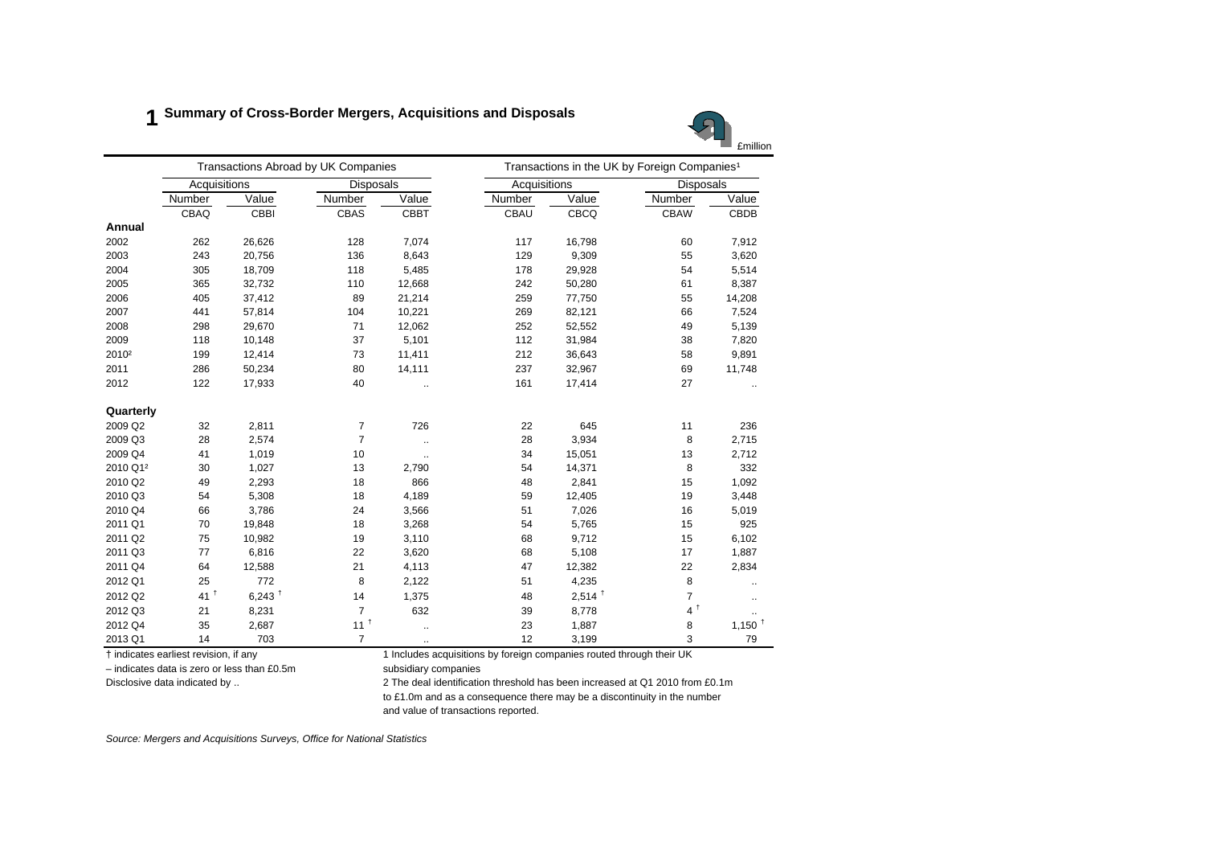# 1 Summary of Cross-Border Mergers, Acquisitions and Disposals

£million

| | Transactions Abroad by UK Companies | | | | Transactions in the UK by Foreign Companies[1] | | | |
|---|---|---|---|---|---|---|---|---|
| | Acquisitions | | Disposals | | Acquisitions | | Disposals | |
| | Number | Value | Number | Value | Number | Value | Number | Value |
| | CBAQ | CBBI | CBAS | CBBT | CBAU | CBCQ | CBAW | CBDB |
| **Annual** | | | | | | | | |
| 2002 | 262 | 26,626 | 128 | 7,074 | 117 | 16,798 | 60 | 7,912 |
| 2003 | 243 | 20,756 | 136 | 8,643 | 129 | 9,309 | 55 | 3,620 |
| 2004 | 305 | 18,709 | 118 | 5,485 | 178 | 29,928 | 54 | 5,514 |
| 2005 | 365 | 32,732 | 110 | 12,668 | 242 | 50,280 | 61 | 8,387 |
| 2006 | 405 | 37,412 | 89 | 21,214 | 259 | 77,750 | 55 | 14,208 |
| 2007 | 441 | 57,814 | 104 | 10,221 | 269 | 82,121 | 66 | 7,524 |
| 2008 | 298 | 29,670 | 71 | 12,062 | 252 | 52,552 | 49 | 5,139 |
| 2009 | 118 | 10,148 | 37 | 5,101 | 112 | 31,984 | 38 | 7,820 |
| 2010[2] | 199 | 12,414 | 73 | 11,411 | 212 | 36,643 | 58 | 9,891 |
| 2011 | 286 | 50,234 | 80 | 14,111 | 237 | 32,967 | 69 | 11,748 |
| 2012 | 122 | 17,933 | 40 | .. | 161 | 17,414 | 27 | .. |
| **Quarterly** | | | | | | | | |
| 2009 Q2 | 32 | 2,811 | 7 | 726 | 22 | 645 | 11 | 236 |
| 2009 Q3 | 28 | 2,574 | 7 | .. | 28 | 3,934 | 8 | 2,715 |
| 2009 Q4 | 41 | 1,019 | 10 | .. | 34 | 15,051 | 13 | 2,712 |
| 2010 Q1[2] | 30 | 1,027 | 13 | 2,790 | 54 | 14,371 | 8 | 332 |
| 2010 Q2 | 49 | 2,293 | 18 | 866 | 48 | 2,841 | 15 | 1,092 |
| 2010 Q3 | 54 | 5,308 | 18 | 4,189 | 59 | 12,405 | 19 | 3,448 |
| 2010 Q4 | 66 | 3,786 | 24 | 3,566 | 51 | 7,026 | 16 | 5,019 |
| 2011 Q1 | 70 | 19,848 | 18 | 3,268 | 54 | 5,765 | 15 | 925 |
| 2011 Q2 | 75 | 10,982 | 19 | 3,110 | 68 | 9,712 | 15 | 6,102 |
| 2011 Q3 | 77 | 6,816 | 22 | 3,620 | 68 | 5,108 | 17 | 1,887 |
| 2011 Q4 | 64 | 12,588 | 21 | 4,113 | 47 | 12,382 | 22 | 2,834 |
| 2012 Q1 | 25 | 772 | 8 | 2,122 | 51 | 4,235 | 8 | .. |
| 2012 Q2 | 41 † | 6,243 † | 14 | 1,375 | 48 | 2,514 † | 7 | .. |
| 2012 Q3 | 21 | 8,231 | 7 | 632 | 39 | 8,778 | 4 † | .. |
| 2012 Q4 | 35 | 2,687 | 11 † | .. | 23 | 1,887 | 8 | 1,150 † |
| 2013 Q1 | 14 | 703 | 7 | .. | 12 | 3,199 | 3 | 79 |

† indicates earliest revision, if any

– indicates data is zero or less than £0.5m

Disclosive data indicated by ..

1 Includes acquisitions by foreign companies routed through their UK subsidiary companies

2 The deal identification threshold has been increased at Q1 2010 from £0.1m to £1.0m and as a consequence there may be a discontinuity in the number and value of transactions reported.

*Source: Mergers and Acquisitions Surveys, Office for National Statistics*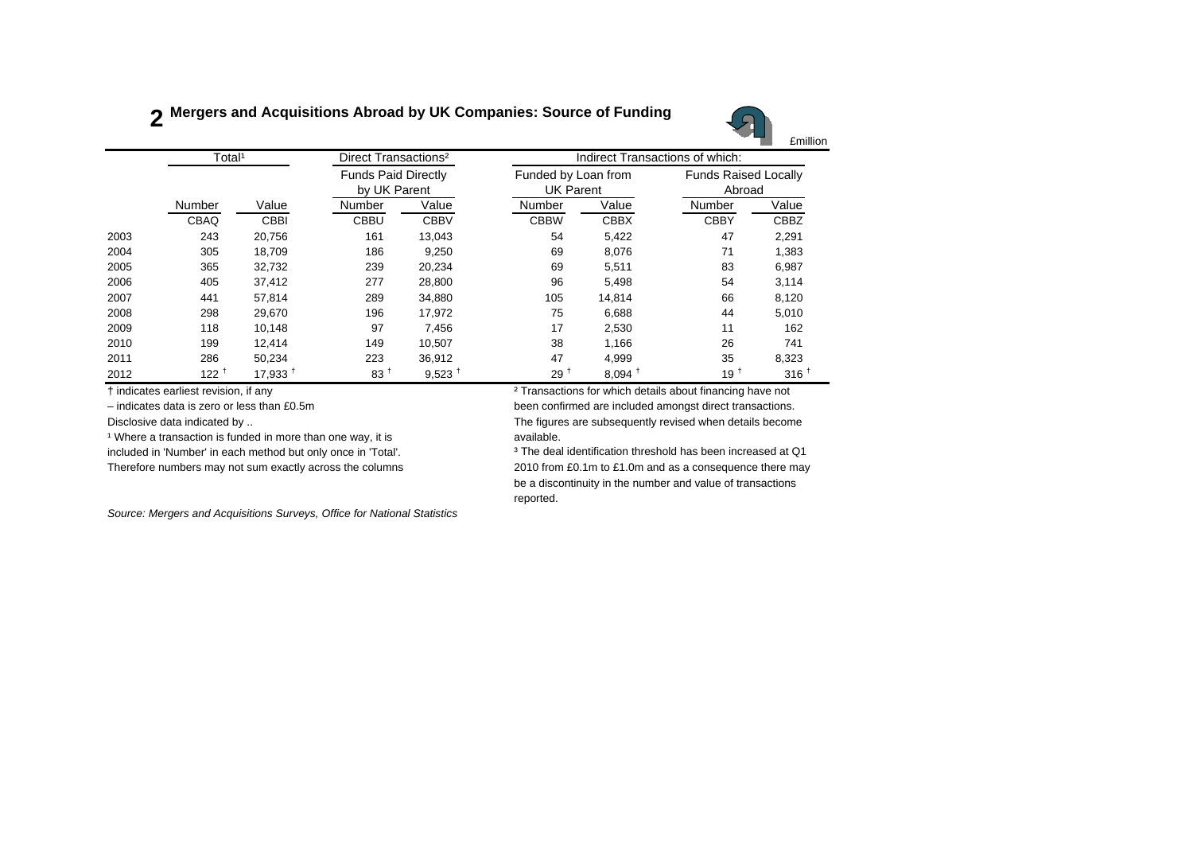## 2 Mergers and Acquisitions Abroad by UK Companies: Source of Funding

£million

| | Total[1] | | Direct Transactions[2] | | Indirect Transactions of which: | | | |
|---|---|---|---|---|---|---|---|---|
| | | | Funds Paid Directly by UK Parent | | Funded by Loan from UK Parent | | Funds Raised Locally Abroad | |
| | Number | Value | Number | Value | Number | Value | Number | Value |
| | CBAQ | CBBI | CBBU | CBBV | CBBW | CBBX | CBBY | CBBZ |
| 2003 | 243 | 20,756 | 161 | 13,043 | 54 | 5,422 | 47 | 2,291 |
| 2004 | 305 | 18,709 | 186 | 9,250 | 69 | 8,076 | 71 | 1,383 |
| 2005 | 365 | 32,732 | 239 | 20,234 | 69 | 5,511 | 83 | 6,987 |
| 2006 | 405 | 37,412 | 277 | 28,800 | 96 | 5,498 | 54 | 3,114 |
| 2007 | 441 | 57,814 | 289 | 34,880 | 105 | 14,814 | 66 | 8,120 |
| 2008 | 298 | 29,670 | 196 | 17,972 | 75 | 6,688 | 44 | 5,010 |
| 2009 | 118 | 10,148 | 97 | 7,456 | 17 | 2,530 | 11 | 162 |
| 2010 | 199 | 12,414 | 149 | 10,507 | 38 | 1,166 | 26 | 741 |
| 2011 | 286 | 50,234 | 223 | 36,912 | 47 | 4,999 | 35 | 8,323 |
| 2012 | 122 † | 17,933 † | 83 † | 9,523 † | 29 † | 8,094 † | 19 † | 316 † |

† indicates earliest revision, if any

– indicates data is zero or less than £0.5m

Disclosive data indicated by ..

[1] Where a transaction is funded in more than one way, it is included in 'Number' in each method but only once in 'Total'. Therefore numbers may not sum exactly across the columns

[2] Transactions for which details about financing have not been confirmed are included amongst direct transactions. The figures are subsequently revised when details become available.

[3] The deal identification threshold has been increased at Q1 2010 from £0.1m to £1.0m and as a consequence there may be a discontinuity in the number and value of transactions reported.

*Source: Mergers and Acquisitions Surveys, Office for National Statistics*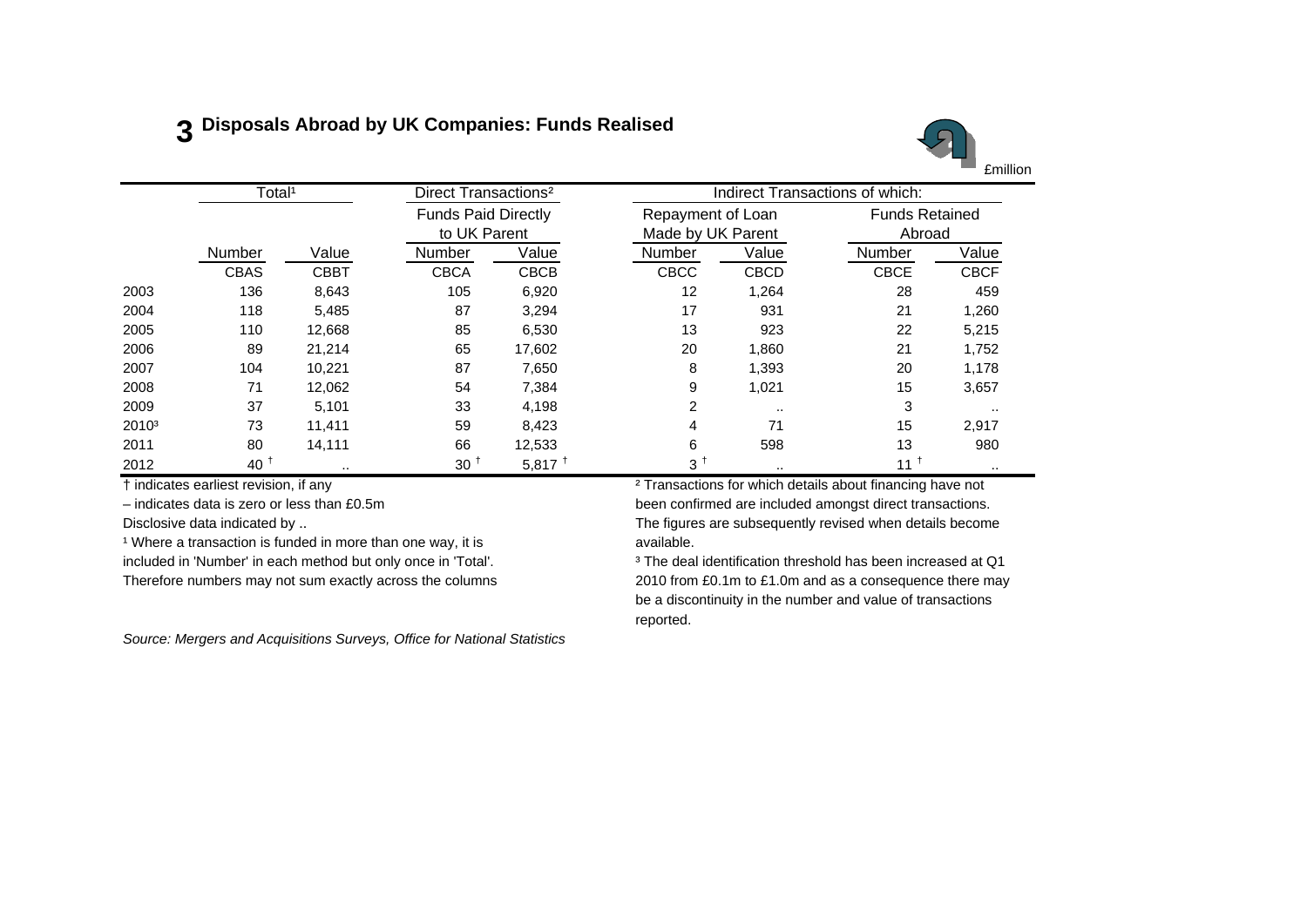# 3 Disposals Abroad by UK Companies: Funds Realised

£million

| | Total[1] | | Direct Transactions[2] | | Indirect Transactions of which: | | | |
|---|---|---|---|---|---|---|---|---|
| | | | Funds Paid Directly to UK Parent | | Repayment of Loan Made by UK Parent | | Funds Retained Abroad | |
| | Number | Value | Number | Value | Number | Value | Number | Value |
| | CBAS | CBBT | CBCA | CBCB | CBCC | CBCD | CBCE | CBCF |
| 2003 | 136 | 8,643 | 105 | 6,920 | 12 | 1,264 | 28 | 459 |
| 2004 | 118 | 5,485 | 87 | 3,294 | 17 | 931 | 21 | 1,260 |
| 2005 | 110 | 12,668 | 85 | 6,530 | 13 | 923 | 22 | 5,215 |
| 2006 | 89 | 21,214 | 65 | 17,602 | 20 | 1,860 | 21 | 1,752 |
| 2007 | 104 | 10,221 | 87 | 7,650 | 8 | 1,393 | 20 | 1,178 |
| 2008 | 71 | 12,062 | 54 | 7,384 | 9 | 1,021 | 15 | 3,657 |
| 2009 | 37 | 5,101 | 33 | 4,198 | 2 | .. | 3 | .. |
| 2010[3] | 73 | 11,411 | 59 | 8,423 | 4 | 71 | 15 | 2,917 |
| 2011 | 80 | 14,111 | 66 | 12,533 | 6 | 598 | 13 | 980 |
| 2012 | 40 † | .. | 30 † | 5,817 † | 3 † | .. | 11 † | .. |

† indicates earliest revision, if any

– indicates data is zero or less than £0.5m

Disclosive data indicated by ..

[1] Where a transaction is funded in more than one way, it is included in 'Number' in each method but only once in 'Total'. Therefore numbers may not sum exactly across the columns

[2] Transactions for which details about financing have not been confirmed are included amongst direct transactions. The figures are subsequently revised when details become available.

[3] The deal identification threshold has been increased at Q1 2010 from £0.1m to £1.0m and as a consequence there may be a discontinuity in the number and value of transactions reported.

*Source: Mergers and Acquisitions Surveys, Office for National Statistics*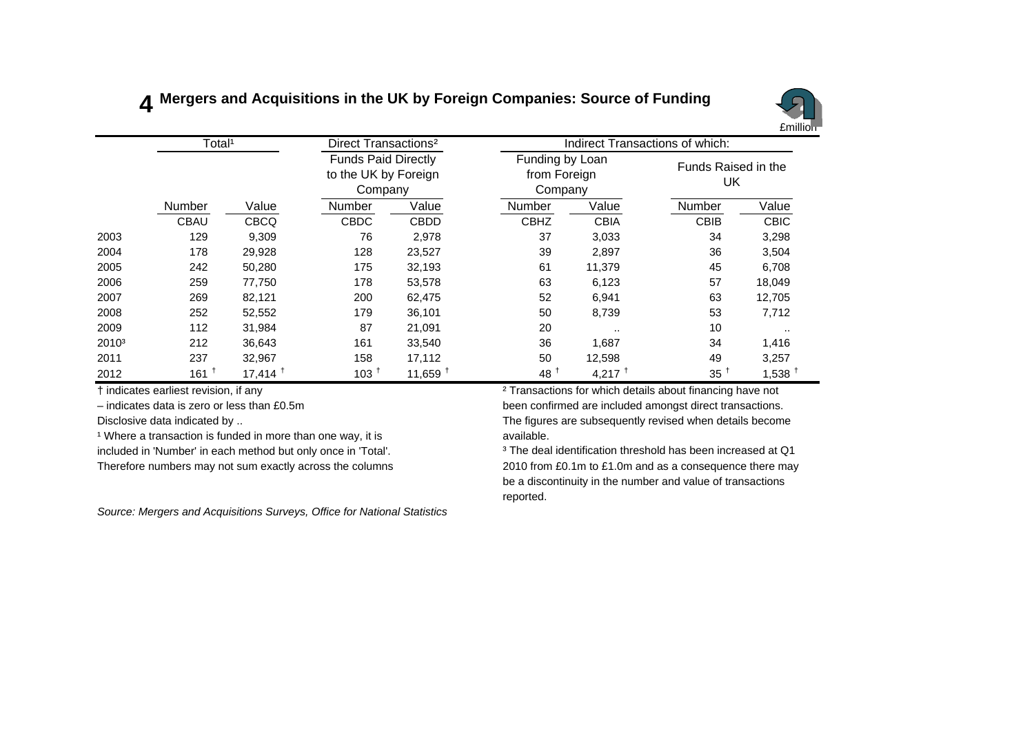# 4 Mergers and Acquisitions in the UK by Foreign Companies: Source of Funding

£million

| | Total[1] | | Direct Transactions[2] | | Indirect Transactions of which: | | | |
|---|---|---|---|---|---|---|---|---|
| | | | Funds Paid Directly to the UK by Foreign Company | | Funding by Loan from Foreign Company | | Funds Raised in the UK | |
| | Number | Value | Number | Value | Number | Value | Number | Value |
| | CBAU | CBCQ | CBDC | CBDD | CBHZ | CBIA | CBIB | CBIC |
| 2003 | 129 | 9,309 | 76 | 2,978 | 37 | 3,033 | 34 | 3,298 |
| 2004 | 178 | 29,928 | 128 | 23,527 | 39 | 2,897 | 36 | 3,504 |
| 2005 | 242 | 50,280 | 175 | 32,193 | 61 | 11,379 | 45 | 6,708 |
| 2006 | 259 | 77,750 | 178 | 53,578 | 63 | 6,123 | 57 | 18,049 |
| 2007 | 269 | 82,121 | 200 | 62,475 | 52 | 6,941 | 63 | 12,705 |
| 2008 | 252 | 52,552 | 179 | 36,101 | 50 | 8,739 | 53 | 7,712 |
| 2009 | 112 | 31,984 | 87 | 21,091 | 20 | .. | 10 | .. |
| 2010[3] | 212 | 36,643 | 161 | 33,540 | 36 | 1,687 | 34 | 1,416 |
| 2011 | 237 | 32,967 | 158 | 17,112 | 50 | 12,598 | 49 | 3,257 |
| 2012 | 161 † | 17,414 † | 103 † | 11,659 † | 48 † | 4,217 † | 35 † | 1,538 † |

† indicates earliest revision, if any

– indicates data is zero or less than £0.5m

Disclosive data indicated by ..

[1] Where a transaction is funded in more than one way, it is included in 'Number' in each method but only once in 'Total'. Therefore numbers may not sum exactly across the columns

[2] Transactions for which details about financing have not been confirmed are included amongst direct transactions. The figures are subsequently revised when details become available.

[3] The deal identification threshold has been increased at Q1 2010 from £0.1m to £1.0m and as a consequence there may be a discontinuity in the number and value of transactions reported.

*Source: Mergers and Acquisitions Surveys, Office for National Statistics*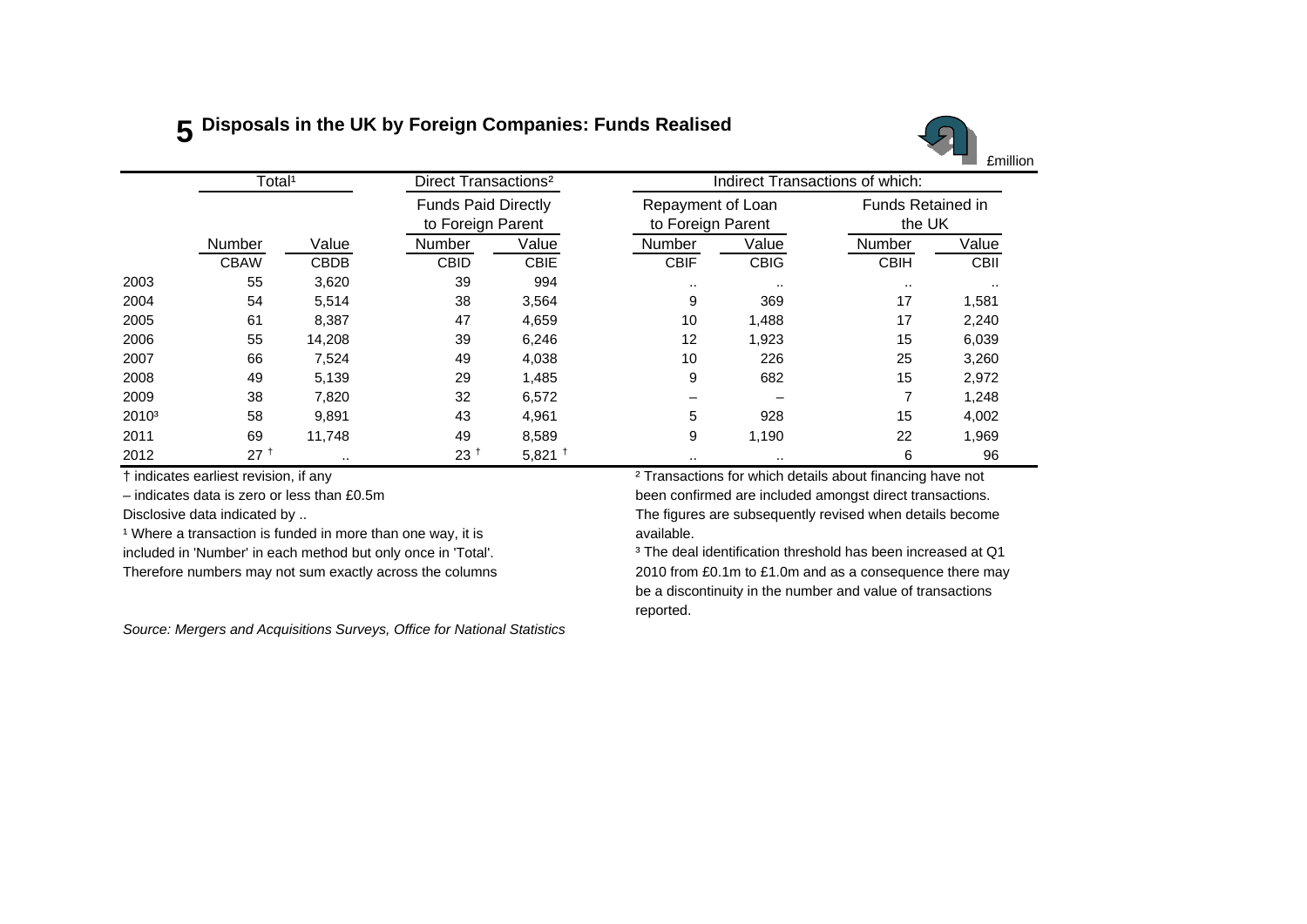# 5 Disposals in the UK by Foreign Companies: Funds Realised

£million

| | Total[1] | | Direct Transactions[2] | | Indirect Transactions of which: | | | |
|---|---|---|---|---|---|---|---|---|
| | | | Funds Paid Directly to Foreign Parent | | Repayment of Loan to Foreign Parent | | Funds Retained in the UK | |
| | Number | Value | Number | Value | Number | Value | Number | Value |
| | CBAW | CBDB | CBID | CBIE | CBIF | CBIG | CBIH | CBII |
| 2003 | 55 | 3,620 | 39 | 994 | .. | .. | .. | .. |
| 2004 | 54 | 5,514 | 38 | 3,564 | 9 | 369 | 17 | 1,581 |
| 2005 | 61 | 8,387 | 47 | 4,659 | 10 | 1,488 | 17 | 2,240 |
| 2006 | 55 | 14,208 | 39 | 6,246 | 12 | 1,923 | 15 | 6,039 |
| 2007 | 66 | 7,524 | 49 | 4,038 | 10 | 226 | 25 | 3,260 |
| 2008 | 49 | 5,139 | 29 | 1,485 | 9 | 682 | 15 | 2,972 |
| 2009 | 38 | 7,820 | 32 | 6,572 | – | – | 7 | 1,248 |
| 2010[3] | 58 | 9,891 | 43 | 4,961 | 5 | 928 | 15 | 4,002 |
| 2011 | 69 | 11,748 | 49 | 8,589 | 9 | 1,190 | 22 | 1,969 |
| 2012 | 27 † | .. | 23 † | 5,821 † | .. | .. | 6 | 96 |

† indicates earliest revision, if any

– indicates data is zero or less than £0.5m

Disclosive data indicated by ..

[1] Where a transaction is funded in more than one way, it is included in 'Number' in each method but only once in 'Total'. Therefore numbers may not sum exactly across the columns

[2] Transactions for which details about financing have not been confirmed are included amongst direct transactions. The figures are subsequently revised when details become available.

[3] The deal identification threshold has been increased at Q1 2010 from £0.1m to £1.0m and as a consequence there may be a discontinuity in the number and value of transactions reported.

*Source: Mergers and Acquisitions Surveys, Office for National Statistics*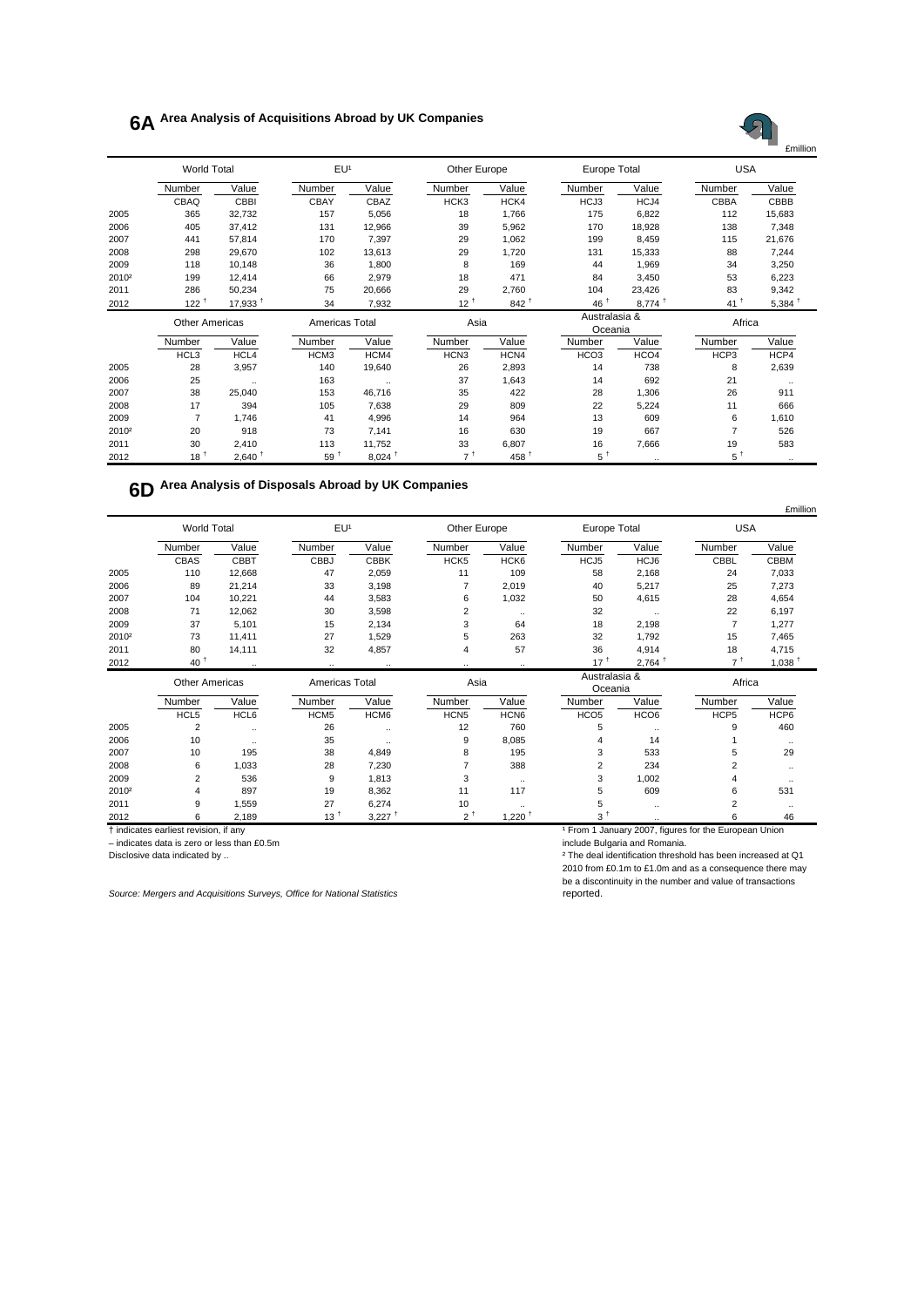# 6A Area Analysis of Acquisitions Abroad by UK Companies

£million

| | World Total | | EU[1] | | Other Europe | | Europe Total | | USA | |
|---|---|---|---|---|---|---|---|---|---|---|
| | Number | Value | Number | Value | Number | Value | Number | Value | Number | Value |
| | CBAQ | CBBI | CBAY | CBAZ | HCK3 | HCK4 | HCJ3 | HCJ4 | CBBA | CBBB |
| 2005 | 365 | 32,732 | 157 | 5,056 | 18 | 1,766 | 175 | 6,822 | 112 | 15,683 |
| 2006 | 405 | 37,412 | 131 | 12,966 | 39 | 5,962 | 170 | 18,928 | 138 | 7,348 |
| 2007 | 441 | 57,814 | 170 | 7,397 | 29 | 1,062 | 199 | 8,459 | 115 | 21,676 |
| 2008 | 298 | 29,670 | 102 | 13,613 | 29 | 1,720 | 131 | 15,333 | 88 | 7,244 |
| 2009 | 118 | 10,148 | 36 | 1,800 | 8 | 169 | 44 | 1,969 | 34 | 3,250 |
| 2010[2] | 199 | 12,414 | 66 | 2,979 | 18 | 471 | 84 | 3,450 | 53 | 6,223 |
| 2011 | 286 | 50,234 | 75 | 20,666 | 29 | 2,760 | 104 | 23,426 | 83 | 9,342 |
| 2012 | 122 † | 17,933 † | 34 | 7,932 | 12 † | 842 † | 46 † | 8,774 † | 41 † | 5,384 † |

| | Other Americas | | Americas Total | | Asia | | Australasia & Oceania | | Africa | |
|---|---|---|---|---|---|---|---|---|---|---|
| | Number | Value | Number | Value | Number | Value | Number | Value | Number | Value |
| | HCL3 | HCL4 | HCM3 | HCM4 | HCN3 | HCN4 | HCO3 | HCO4 | HCP3 | HCP4 |
| 2005 | 28 | 3,957 | 140 | 19,640 | 26 | 2,893 | 14 | 738 | 8 | 2,639 |
| 2006 | 25 | .. | 163 | .. | 37 | 1,643 | 14 | 692 | 21 | .. |
| 2007 | 38 | 25,040 | 153 | 46,716 | 35 | 422 | 28 | 1,306 | 26 | 911 |
| 2008 | 17 | 394 | 105 | 7,638 | 29 | 809 | 22 | 5,224 | 11 | 666 |
| 2009 | 7 | 1,746 | 41 | 4,996 | 14 | 964 | 13 | 609 | 6 | 1,610 |
| 2010[2] | 20 | 918 | 73 | 7,141 | 16 | 630 | 19 | 667 | 7 | 526 |
| 2011 | 30 | 2,410 | 113 | 11,752 | 33 | 6,807 | 16 | 7,666 | 19 | 583 |
| 2012 | 18 † | 2,640 † | 59 † | 8,024 † | 7 † | 458 † | 5 † | .. | 5 † | .. |

# 6D Area Analysis of Disposals Abroad by UK Companies

£million

| | World Total | | EU[1] | | Other Europe | | Europe Total | | USA | |
|---|---|---|---|---|---|---|---|---|---|---|
| | Number | Value | Number | Value | Number | Value | Number | Value | Number | Value |
| | CBAS | CBBT | CBBJ | CBBK | HCK5 | HCK6 | HCJ5 | HCJ6 | CBBL | CBBM |
| 2005 | 110 | 12,668 | 47 | 2,059 | 11 | 109 | 58 | 2,168 | 24 | 7,033 |
| 2006 | 89 | 21,214 | 33 | 3,198 | 7 | 2,019 | 40 | 5,217 | 25 | 7,273 |
| 2007 | 104 | 10,221 | 44 | 3,583 | 6 | 1,032 | 50 | 4,615 | 28 | 4,654 |
| 2008 | 71 | 12,062 | 30 | 3,598 | 2 | .. | 32 | .. | 22 | 6,197 |
| 2009 | 37 | 5,101 | 15 | 2,134 | 3 | 64 | 18 | 2,198 | 7 | 1,277 |
| 2010[2] | 73 | 11,411 | 27 | 1,529 | 5 | 263 | 32 | 1,792 | 15 | 7,465 |
| 2011 | 80 | 14,111 | 32 | 4,857 | 4 | 57 | 36 | 4,914 | 18 | 4,715 |
| 2012 | 40 † | .. | .. | .. | .. | .. | 17 † | 2,764 † | 7 † | 1,038 † |

| | Other Americas | | Americas Total | | Asia | | Australasia & Oceania | | Africa | |
|---|---|---|---|---|---|---|---|---|---|---|
| | Number | Value | Number | Value | Number | Value | Number | Value | Number | Value |
| | HCL5 | HCL6 | HCM5 | HCM6 | HCN5 | HCN6 | HCO5 | HCO6 | HCP5 | HCP6 |
| 2005 | 2 | .. | 26 | .. | 12 | 760 | 5 | .. | 9 | 460 |
| 2006 | 10 | .. | 35 | .. | 9 | 8,085 | 4 | 14 | 1 | .. |
| 2007 | 10 | 195 | 38 | 4,849 | 8 | 195 | 3 | 533 | 5 | 29 |
| 2008 | 6 | 1,033 | 28 | 7,230 | 7 | 388 | 2 | 234 | 2 | .. |
| 2009 | 2 | 536 | 9 | 1,813 | 3 | .. | 3 | 1,002 | 4 | .. |
| 2010[2] | 4 | 897 | 19 | 8,362 | 11 | 117 | 5 | 609 | 6 | 531 |
| 2011 | 9 | 1,559 | 27 | 6,274 | 10 | .. | 5 | .. | 2 | .. |
| 2012 | 6 | 2,189 | 13 † | 3,227 † | 2 † | 1,220 † | 3 † | .. | 6 | 46 |

† indicates earliest revision, if any

– indicates data is zero or less than £0.5m

Disclosive data indicated by ..

[1] From 1 January 2007, figures for the European Union include Bulgaria and Romania.

[2] The deal identification threshold has been increased at Q1 2010 from £0.1m to £1.0m and as a consequence there may be a discontinuity in the number and value of transactions reported.

*Source: Mergers and Acquisitions Surveys, Office for National Statistics*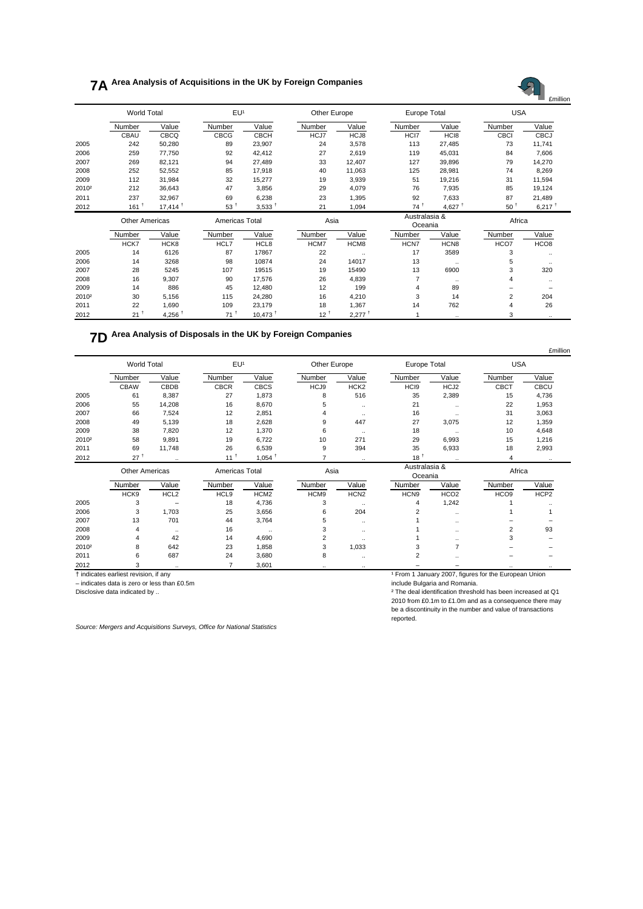# 7A Area Analysis of Acquisitions in the UK by Foreign Companies

£million

| | World Total | | EU[1] | | Other Europe | | Europe Total | | USA | |
|---|---|---|---|---|---|---|---|---|---|---|
| | Number | Value | Number | Value | Number | Value | Number | Value | Number | Value |
| | CBAU | CBCQ | CBCG | CBCH | HCJ7 | HCJ8 | HCI7 | HCI8 | CBCI | CBCJ |
| 2005 | 242 | 50,280 | 89 | 23,907 | 24 | 3,578 | 113 | 27,485 | 73 | 11,741 |
| 2006 | 259 | 77,750 | 92 | 42,412 | 27 | 2,619 | 119 | 45,031 | 84 | 7,606 |
| 2007 | 269 | 82,121 | 94 | 27,489 | 33 | 12,407 | 127 | 39,896 | 79 | 14,270 |
| 2008 | 252 | 52,552 | 85 | 17,918 | 40 | 11,063 | 125 | 28,981 | 74 | 8,269 |
| 2009 | 112 | 31,984 | 32 | 15,277 | 19 | 3,939 | 51 | 19,216 | 31 | 11,594 |
| 2010[2] | 212 | 36,643 | 47 | 3,856 | 29 | 4,079 | 76 | 7,935 | 85 | 19,124 |
| 2011 | 237 | 32,967 | 69 | 6,238 | 23 | 1,395 | 92 | 7,633 | 87 | 21,489 |
| 2012 | 161 † | 17,414 † | 53 † | 3,533 † | 21 | 1,094 | 74 † | 4,627 † | 50 † | 6,217 † |

| | Other Americas | | Americas Total | | Asia | | Australasia & Oceania | | Africa | |
|---|---|---|---|---|---|---|---|---|---|---|
| | Number | Value | Number | Value | Number | Value | Number | Value | Number | Value |
| | HCK7 | HCK8 | HCL7 | HCL8 | HCM7 | HCM8 | HCN7 | HCN8 | HCO7 | HCO8 |
| 2005 | 14 | 6126 | 87 | 17867 | 22 | .. | 17 | 3589 | 3 | .. |
| 2006 | 14 | 3268 | 98 | 10874 | 24 | 14017 | 13 | .. | 5 | .. |
| 2007 | 28 | 5245 | 107 | 19515 | 19 | 15490 | 13 | 6900 | 3 | 320 |
| 2008 | 16 | 9,307 | 90 | 17,576 | 26 | 4,839 | 7 | .. | 4 | .. |
| 2009 | 14 | 886 | 45 | 12,480 | 12 | 199 | 4 | 89 | – | – |
| 2010[2] | 30 | 5,156 | 115 | 24,280 | 16 | 4,210 | 3 | 14 | 2 | 204 |
| 2011 | 22 | 1,690 | 109 | 23,179 | 18 | 1,367 | 14 | 762 | 4 | 26 |
| 2012 | 21 † | 4,256 † | 71 † | 10,473 † | 12 † | 2,277 † | 1 | .. | 3 | .. |

# 7D Area Analysis of Disposals in the UK by Foreign Companies

£million

| | World Total | | EU[1] | | Other Europe | | Europe Total | | USA | |
|---|---|---|---|---|---|---|---|---|---|---|
| | Number | Value | Number | Value | Number | Value | Number | Value | Number | Value |
| | CBAW | CBDB | CBCR | CBCS | HCJ9 | HCK2 | HCI9 | HCJ2 | CBCT | CBCU |
| 2005 | 61 | 8,387 | 27 | 1,873 | 8 | 516 | 35 | 2,389 | 15 | 4,736 |
| 2006 | 55 | 14,208 | 16 | 8,670 | 5 | .. | 21 | .. | 22 | 1,953 |
| 2007 | 66 | 7,524 | 12 | 2,851 | 4 | .. | 16 | .. | 31 | 3,063 |
| 2008 | 49 | 5,139 | 18 | 2,628 | 9 | 447 | 27 | 3,075 | 12 | 1,359 |
| 2009 | 38 | 7,820 | 12 | 1,370 | 6 | .. | 18 | .. | 10 | 4,648 |
| 2010[2] | 58 | 9,891 | 19 | 6,722 | 10 | 271 | 29 | 6,993 | 15 | 1,216 |
| 2011 | 69 | 11,748 | 26 | 6,539 | 9 | 394 | 35 | 6,933 | 18 | 2,993 |
| 2012 | 27 † | .. | 11 † | 1,054 † | 7 | .. | 18 † | .. | 4 | .. |

| | Other Americas | | Americas Total | | Asia | | Australasia & Oceania | | Africa | |
|---|---|---|---|---|---|---|---|---|---|---|
| | Number | Value | Number | Value | Number | Value | Number | Value | Number | Value |
| | HCK9 | HCL2 | HCL9 | HCM2 | HCM9 | HCN2 | HCN9 | HCO2 | HCO9 | HCP2 |
| 2005 | 3 | – | 18 | 4,736 | 3 | .. | 4 | 1,242 | 1 | .. |
| 2006 | 3 | 1,703 | 25 | 3,656 | 6 | 204 | 2 | .. | 1 | 1 |
| 2007 | 13 | 701 | 44 | 3,764 | 5 | .. | 1 | .. | – | – |
| 2008 | 4 | .. | 16 | .. | 3 | .. | 1 | .. | 2 | 93 |
| 2009 | 4 | 42 | 14 | 4,690 | 2 | .. | 1 | .. | 3 | – |
| 2010[2] | 8 | 642 | 23 | 1,858 | 3 | 1,033 | 3 | 7 | – | – |
| 2011 | 6 | 687 | 24 | 3,680 | 8 | .. | 2 | .. | – | – |
| 2012 | 3 | .. | 7 | 3,601 | .. | .. | – | – | .. | .. |

† indicates earliest revision, if any

– indicates data is zero or less than £0.5m

Disclosive data indicated by ..

[1] From 1 January 2007, figures for the European Union include Bulgaria and Romania.

[2] The deal identification threshold has been increased at Q1 2010 from £0.1m to £1.0m and as a consequence there may be a discontinuity in the number and value of transactions reported.

*Source: Mergers and Acquisitions Surveys, Office for National Statistics*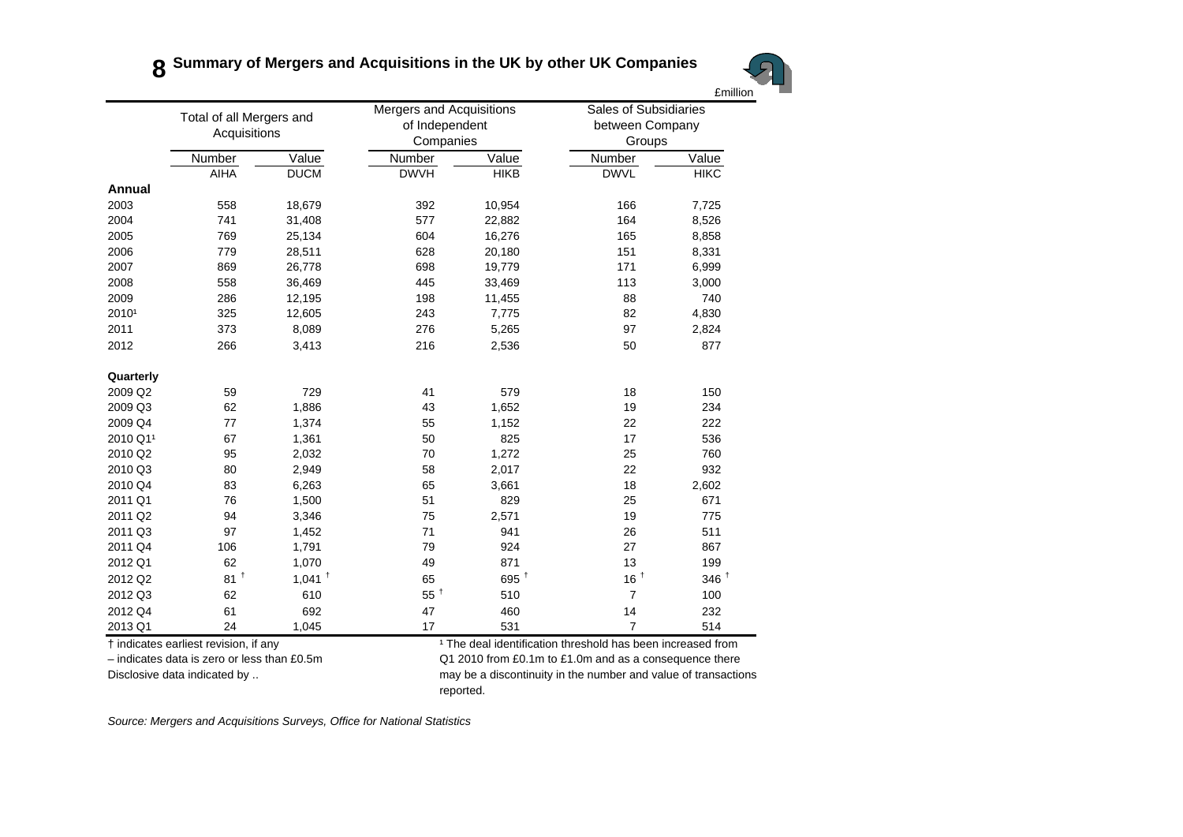# 8 Summary of Mergers and Acquisitions in the UK by other UK Companies

£million

| | Total of all Mergers and Acquisitions | | Mergers and Acquisitions of Independent Companies | | Sales of Subsidiaries between Company Groups | |
|---|---|---|---|---|---|---|
| | Number | Value | Number | Value | Number | Value |
| | AIHA | DUCM | DWVH | HIKB | DWVL | HIKC |
| **Annual** | | | | | | |
| 2003 | 558 | 18,679 | 392 | 10,954 | 166 | 7,725 |
| 2004 | 741 | 31,408 | 577 | 22,882 | 164 | 8,526 |
| 2005 | 769 | 25,134 | 604 | 16,276 | 165 | 8,858 |
| 2006 | 779 | 28,511 | 628 | 20,180 | 151 | 8,331 |
| 2007 | 869 | 26,778 | 698 | 19,779 | 171 | 6,999 |
| 2008 | 558 | 36,469 | 445 | 33,469 | 113 | 3,000 |
| 2009 | 286 | 12,195 | 198 | 11,455 | 88 | 740 |
| 2010[1] | 325 | 12,605 | 243 | 7,775 | 82 | 4,830 |
| 2011 | 373 | 8,089 | 276 | 5,265 | 97 | 2,824 |
| 2012 | 266 | 3,413 | 216 | 2,536 | 50 | 877 |
| **Quarterly** | | | | | | |
| 2009 Q2 | 59 | 729 | 41 | 579 | 18 | 150 |
| 2009 Q3 | 62 | 1,886 | 43 | 1,652 | 19 | 234 |
| 2009 Q4 | 77 | 1,374 | 55 | 1,152 | 22 | 222 |
| 2010 Q1[1] | 67 | 1,361 | 50 | 825 | 17 | 536 |
| 2010 Q2 | 95 | 2,032 | 70 | 1,272 | 25 | 760 |
| 2010 Q3 | 80 | 2,949 | 58 | 2,017 | 22 | 932 |
| 2010 Q4 | 83 | 6,263 | 65 | 3,661 | 18 | 2,602 |
| 2011 Q1 | 76 | 1,500 | 51 | 829 | 25 | 671 |
| 2011 Q2 | 94 | 3,346 | 75 | 2,571 | 19 | 775 |
| 2011 Q3 | 97 | 1,452 | 71 | 941 | 26 | 511 |
| 2011 Q4 | 106 | 1,791 | 79 | 924 | 27 | 867 |
| 2012 Q1 | 62 | 1,070 | 49 | 871 | 13 | 199 |
| 2012 Q2 | 81 † | 1,041 † | 65 | 695 † | 16 † | 346 † |
| 2012 Q3 | 62 | 610 | 55 † | 510 | 7 | 100 |
| 2012 Q4 | 61 | 692 | 47 | 460 | 14 | 232 |
| 2013 Q1 | 24 | 1,045 | 17 | 531 | 7 | 514 |

† indicates earliest revision, if any

– indicates data is zero or less than £0.5m

Disclosive data indicated by ..

[1] The deal identification threshold has been increased from Q1 2010 from £0.1m to £1.0m and as a consequence there may be a discontinuity in the number and value of transactions reported.

*Source: Mergers and Acquisitions Surveys, Office for National Statistics*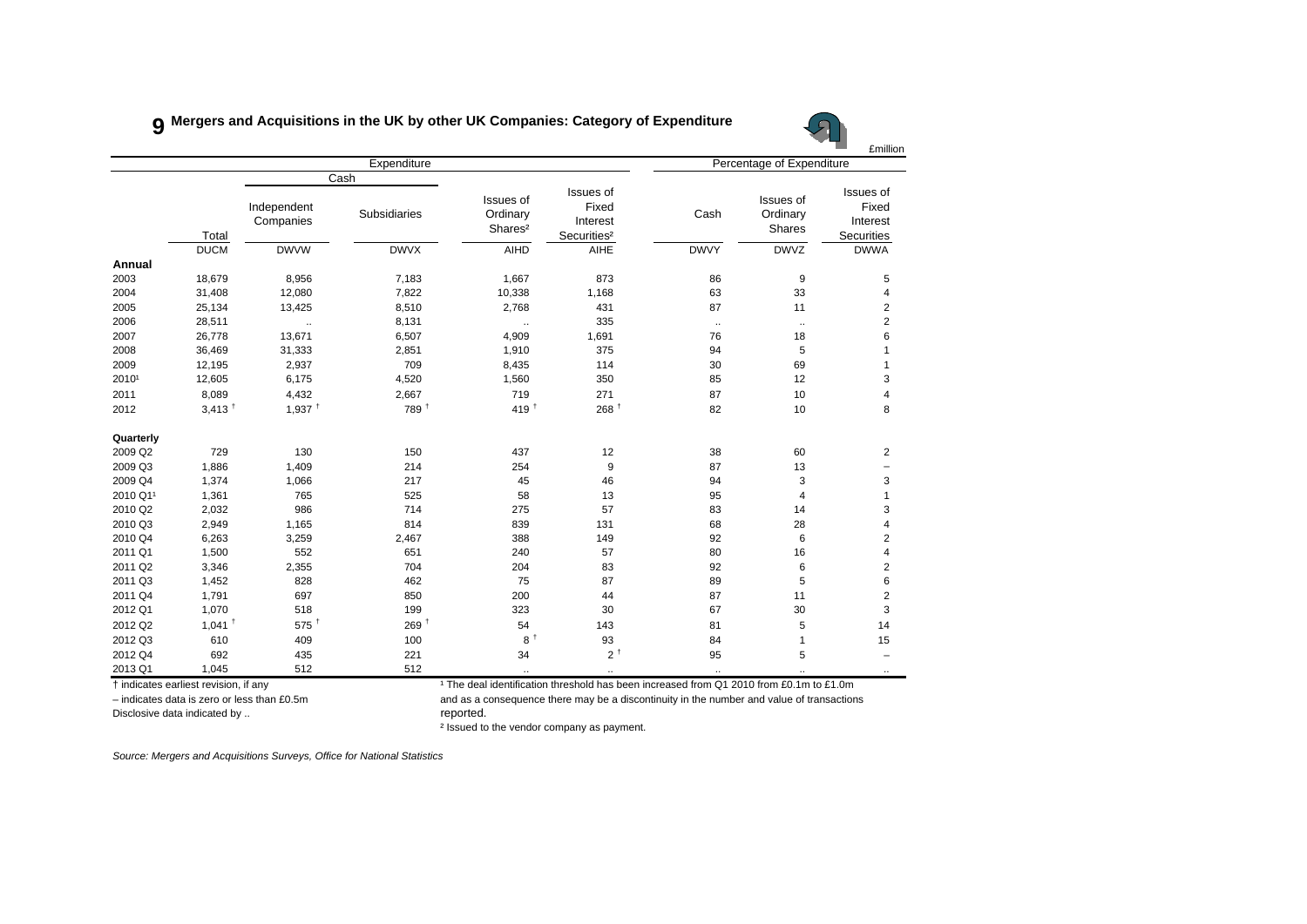# 9 Mergers and Acquisitions in the UK by other UK Companies: Category of Expenditure

£million

| | Expenditure | | | | | Percentage of Expenditure | | |
|---|---|---|---|---|---|---|---|---|
| | | Cash | | | | | | |
| | Total | Independent Companies | Subsidiaries | Issues of Ordinary Shares[2] | Issues of Fixed Interest Securities[2] | Cash | Issues of Ordinary Shares | Issues of Fixed Interest Securities |
| | DUCM | DWVW | DWVX | AIHD | AIHE | DWVY | DWVZ | DWWA |
| **Annual** | | | | | | | | |
| 2003 | 18,679 | 8,956 | 7,183 | 1,667 | 873 | 86 | 9 | 5 |
| 2004 | 31,408 | 12,080 | 7,822 | 10,338 | 1,168 | 63 | 33 | 4 |
| 2005 | 25,134 | 13,425 | 8,510 | 2,768 | 431 | 87 | 11 | 2 |
| 2006 | 28,511 | .. | 8,131 | .. | 335 | .. | .. | 2 |
| 2007 | 26,778 | 13,671 | 6,507 | 4,909 | 1,691 | 76 | 18 | 6 |
| 2008 | 36,469 | 31,333 | 2,851 | 1,910 | 375 | 94 | 5 | 1 |
| 2009 | 12,195 | 2,937 | 709 | 8,435 | 114 | 30 | 69 | 1 |
| 2010[1] | 12,605 | 6,175 | 4,520 | 1,560 | 350 | 85 | 12 | 3 |
| 2011 | 8,089 | 4,432 | 2,667 | 719 | 271 | 87 | 10 | 4 |
| 2012 | 3,413 † | 1,937 † | 789 † | 419 † | 268 † | 82 | 10 | 8 |
| **Quarterly** | | | | | | | | |
| 2009 Q2 | 729 | 130 | 150 | 437 | 12 | 38 | 60 | 2 |
| 2009 Q3 | 1,886 | 1,409 | 214 | 254 | 9 | 87 | 13 | – |
| 2009 Q4 | 1,374 | 1,066 | 217 | 45 | 46 | 94 | 3 | 3 |
| 2010 Q1[1] | 1,361 | 765 | 525 | 58 | 13 | 95 | 4 | 1 |
| 2010 Q2 | 2,032 | 986 | 714 | 275 | 57 | 83 | 14 | 3 |
| 2010 Q3 | 2,949 | 1,165 | 814 | 839 | 131 | 68 | 28 | 4 |
| 2010 Q4 | 6,263 | 3,259 | 2,467 | 388 | 149 | 92 | 6 | 2 |
| 2011 Q1 | 1,500 | 552 | 651 | 240 | 57 | 80 | 16 | 4 |
| 2011 Q2 | 3,346 | 2,355 | 704 | 204 | 83 | 92 | 6 | 2 |
| 2011 Q3 | 1,452 | 828 | 462 | 75 | 87 | 89 | 5 | 6 |
| 2011 Q4 | 1,791 | 697 | 850 | 200 | 44 | 87 | 11 | 2 |
| 2012 Q1 | 1,070 | 518 | 199 | 323 | 30 | 67 | 30 | 3 |
| 2012 Q2 | 1,041 † | 575 † | 269 † | 54 | 143 | 81 | 5 | 14 |
| 2012 Q3 | 610 | 409 | 100 | 8 † | 93 | 84 | 1 | 15 |
| 2012 Q4 | 692 | 435 | 221 | 34 | 2 † | 95 | 5 | – |
| 2013 Q1 | 1,045 | 512 | 512 | .. | .. | .. | .. | .. |

† indicates earliest revision, if any

– indicates data is zero or less than £0.5m

Disclosive data indicated by ..

[1] The deal identification threshold has been increased from Q1 2010 from £0.1m to £1.0m and as a consequence there may be a discontinuity in the number and value of transactions reported.

[2] Issued to the vendor company as payment.

*Source: Mergers and Acquisitions Surveys, Office for National Statistics*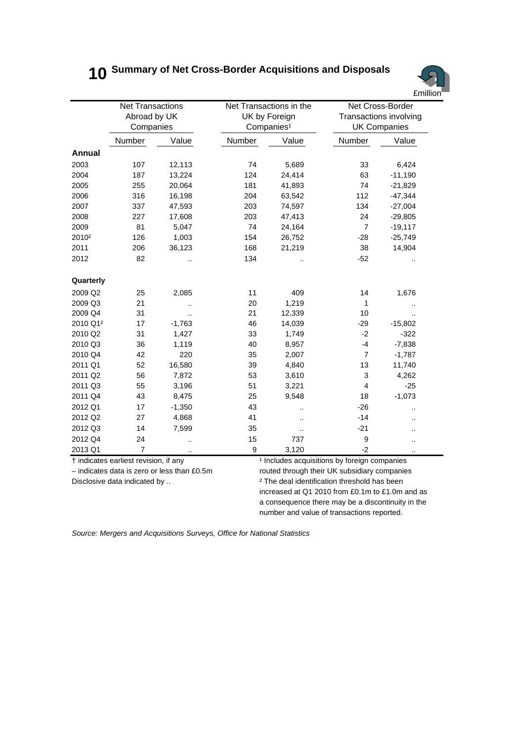# 10 Summary of Net Cross-Border Acquisitions and Disposals

£million

| | Net Transactions Abroad by UK Companies | | Net Transactions in the UK by Foreign Companies[1] | | Net Cross-Border Transactions involving UK Companies | |
|---|---|---|---|---|---|---|
| | Number | Value | Number | Value | Number | Value |
| **Annual** | | | | | | |
| 2003 | 107 | 12,113 | 74 | 5,689 | 33 | 6,424 |
| 2004 | 187 | 13,224 | 124 | 24,414 | 63 | -11,190 |
| 2005 | 255 | 20,064 | 181 | 41,893 | 74 | -21,829 |
| 2006 | 316 | 16,198 | 204 | 63,542 | 112 | -47,344 |
| 2007 | 337 | 47,593 | 203 | 74,597 | 134 | -27,004 |
| 2008 | 227 | 17,608 | 203 | 47,413 | 24 | -29,805 |
| 2009 | 81 | 5,047 | 74 | 24,164 | 7 | -19,117 |
| 2010[2] | 126 | 1,003 | 154 | 26,752 | -28 | -25,749 |
| 2011 | 206 | 36,123 | 168 | 21,219 | 38 | 14,904 |
| 2012 | 82 | .. | 134 | .. | -52 | .. |
| **Quarterly** | | | | | | |
| 2009 Q2 | 25 | 2,085 | 11 | 409 | 14 | 1,676 |
| 2009 Q3 | 21 | .. | 20 | 1,219 | 1 | .. |
| 2009 Q4 | 31 | .. | 21 | 12,339 | 10 | .. |
| 2010 Q1[2] | 17 | -1,763 | 46 | 14,039 | -29 | -15,802 |
| 2010 Q2 | 31 | 1,427 | 33 | 1,749 | -2 | -322 |
| 2010 Q3 | 36 | 1,119 | 40 | 8,957 | -4 | -7,838 |
| 2010 Q4 | 42 | 220 | 35 | 2,007 | 7 | -1,787 |
| 2011 Q1 | 52 | 16,580 | 39 | 4,840 | 13 | 11,740 |
| 2011 Q2 | 56 | 7,872 | 53 | 3,610 | 3 | 4,262 |
| 2011 Q3 | 55 | 3,196 | 51 | 3,221 | 4 | -25 |
| 2011 Q4 | 43 | 8,475 | 25 | 9,548 | 18 | -1,073 |
| 2012 Q1 | 17 | -1,350 | 43 | .. | -26 | .. |
| 2012 Q2 | 27 | 4,868 | 41 | .. | -14 | .. |
| 2012 Q3 | 14 | 7,599 | 35 | .. | -21 | .. |
| 2012 Q4 | 24 | .. | 15 | 737 | 9 | .. |
| 2013 Q1 | 7 | .. | 9 | 3,120 | -2 | .. |

† indicates earliest revision, if any

– indicates data is zero or less than £0.5m

Disclosive data indicated by ..

[1] Includes acquisitions by foreign companies routed through their UK subsidiary companies

[2] The deal identification threshold has been increased at Q1 2010 from £0.1m to £1.0m and as a consequence there may be a discontinuity in the number and value of transactions reported.

*Source: Mergers and Acquisitions Surveys, Office for National Statistics*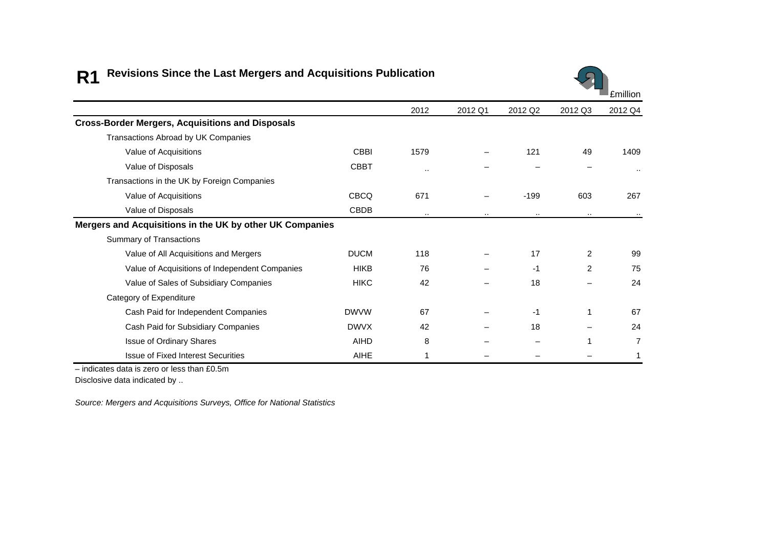# R1 Revisions Since the Last Mergers and Acquisitions Publication

£million

| | | 2012 | 2012 Q1 | 2012 Q2 | 2012 Q3 | 2012 Q4 |
|---|---|---|---|---|---|---|
| **Cross-Border Mergers, Acquisitions and Disposals** | | | | | | |
| Transactions Abroad by UK Companies | | | | | | |
| Value of Acquisitions | CBBI | 1579 | – | 121 | 49 | 1409 |
| Value of Disposals | CBBT | .. | – | – | – | .. |
| Transactions in the UK by Foreign Companies | | | | | | |
| Value of Acquisitions | CBCQ | 671 | – | -199 | 603 | 267 |
| Value of Disposals | CBDB | .. | .. | .. | .. | .. |
| **Mergers and Acquisitions in the UK by other UK Companies** | | | | | | |
| Summary of Transactions | | | | | | |
| Value of All Acquisitions and Mergers | DUCM | 118 | – | 17 | 2 | 99 |
| Value of Acquisitions of Independent Companies | HIKB | 76 | – | -1 | 2 | 75 |
| Value of Sales of Subsidiary Companies | HIKC | 42 | – | 18 | – | 24 |
| Category of Expenditure | | | | | | |
| Cash Paid for Independent Companies | DWVW | 67 | – | -1 | 1 | 67 |
| Cash Paid for Subsidiary Companies | DWVX | 42 | – | 18 | – | 24 |
| Issue of Ordinary Shares | AIHD | 8 | – | – | 1 | 7 |
| Issue of Fixed Interest Securities | AIHE | 1 | – | – | – | 1 |

– indicates data is zero or less than £0.5m

Disclosive data indicated by ..

*Source: Mergers and Acquisitions Surveys, Office for National Statistics*